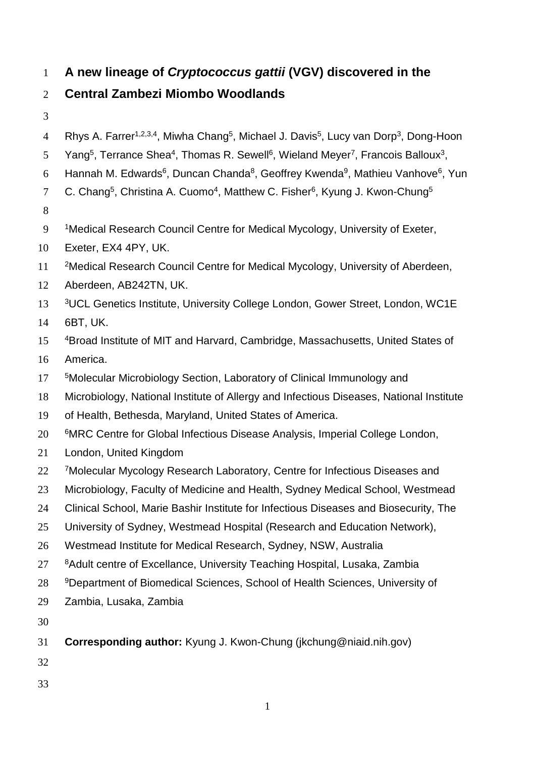# A new lineage of *Cryptococcus gattii* (VGV) discovered in the Central Zambezi Miombo Woodlands

Rhys A. Farrer[1,2,3,4], Miwha Chang[5], Michael J. Davis[5], Lucy van Dorp[3], Dong-Hoon Yang[5], Terrance Shea[4], Thomas R. Sewell[6], Wieland Meyer[7], Francois Balloux[3], Hannah M. Edwards[6], Duncan Chanda[8], Geoffrey Kwenda[9], Mathieu Vanhove[6], Yun C. Chang[5], Christina A. Cuomo[4], Matthew C. Fisher[6], Kyung J. Kwon-Chung[5]

[1]Medical Research Council Centre for Medical Mycology, University of Exeter, Exeter, EX4 4PY, UK.

[2]Medical Research Council Centre for Medical Mycology, University of Aberdeen, Aberdeen, AB242TN, UK.

[3]UCL Genetics Institute, University College London, Gower Street, London, WC1E 6BT, UK.

[4]Broad Institute of MIT and Harvard, Cambridge, Massachusetts, United States of America.

[5]Molecular Microbiology Section, Laboratory of Clinical Immunology and Microbiology, National Institute of Allergy and Infectious Diseases, National Institute of Health, Bethesda, Maryland, United States of America.

[6]MRC Centre for Global Infectious Disease Analysis, Imperial College London, London, United Kingdom

[7]Molecular Mycology Research Laboratory, Centre for Infectious Diseases and Microbiology, Faculty of Medicine and Health, Sydney Medical School, Westmead Clinical School, Marie Bashir Institute for Infectious Diseases and Biosecurity, The University of Sydney, Westmead Hospital (Research and Education Network), Westmead Institute for Medical Research, Sydney, NSW, Australia

[8]Adult centre of Excellance, University Teaching Hospital, Lusaka, Zambia

[9]Department of Biomedical Sciences, School of Health Sciences, University of Zambia, Lusaka, Zambia

**Corresponding author:** Kyung J. Kwon-Chung (jkchung@niaid.nih.gov)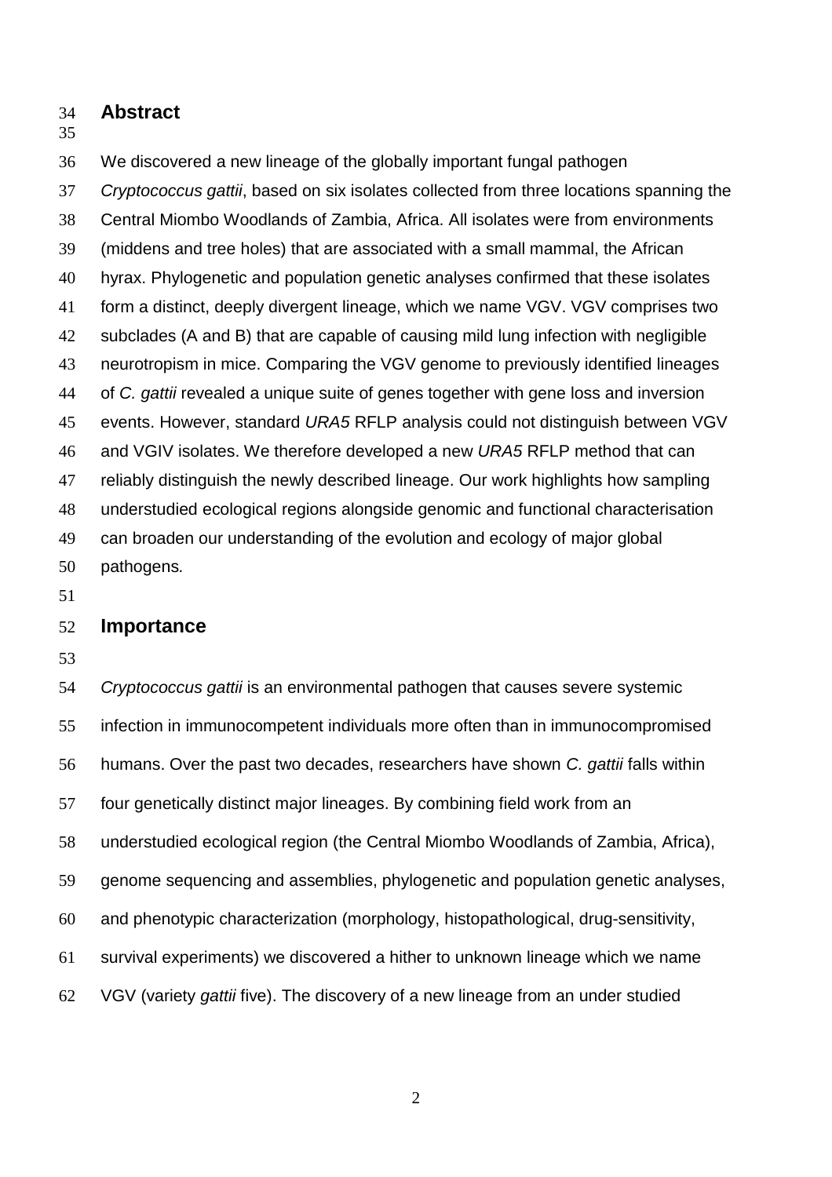## Abstract

We discovered a new lineage of the globally important fungal pathogen *Cryptococcus gattii*, based on six isolates collected from three locations spanning the Central Miombo Woodlands of Zambia, Africa. All isolates were from environments (middens and tree holes) that are associated with a small mammal, the African hyrax. Phylogenetic and population genetic analyses confirmed that these isolates form a distinct, deeply divergent lineage, which we name VGV. VGV comprises two subclades (A and B) that are capable of causing mild lung infection with negligible neurotropism in mice. Comparing the VGV genome to previously identified lineages of *C. gattii* revealed a unique suite of genes together with gene loss and inversion events. However, standard *URA5* RFLP analysis could not distinguish between VGV and VGIV isolates. We therefore developed a new *URA5* RFLP method that can reliably distinguish the newly described lineage. Our work highlights how sampling understudied ecological regions alongside genomic and functional characterisation can broaden our understanding of the evolution and ecology of major global pathogens.

## Importance

*Cryptococcus gattii* is an environmental pathogen that causes severe systemic infection in immunocompetent individuals more often than in immunocompromised humans. Over the past two decades, researchers have shown *C. gattii* falls within four genetically distinct major lineages. By combining field work from an understudied ecological region (the Central Miombo Woodlands of Zambia, Africa), genome sequencing and assemblies, phylogenetic and population genetic analyses, and phenotypic characterization (morphology, histopathological, drug-sensitivity, survival experiments) we discovered a hither to unknown lineage which we name VGV (variety *gattii* five). The discovery of a new lineage from an under studied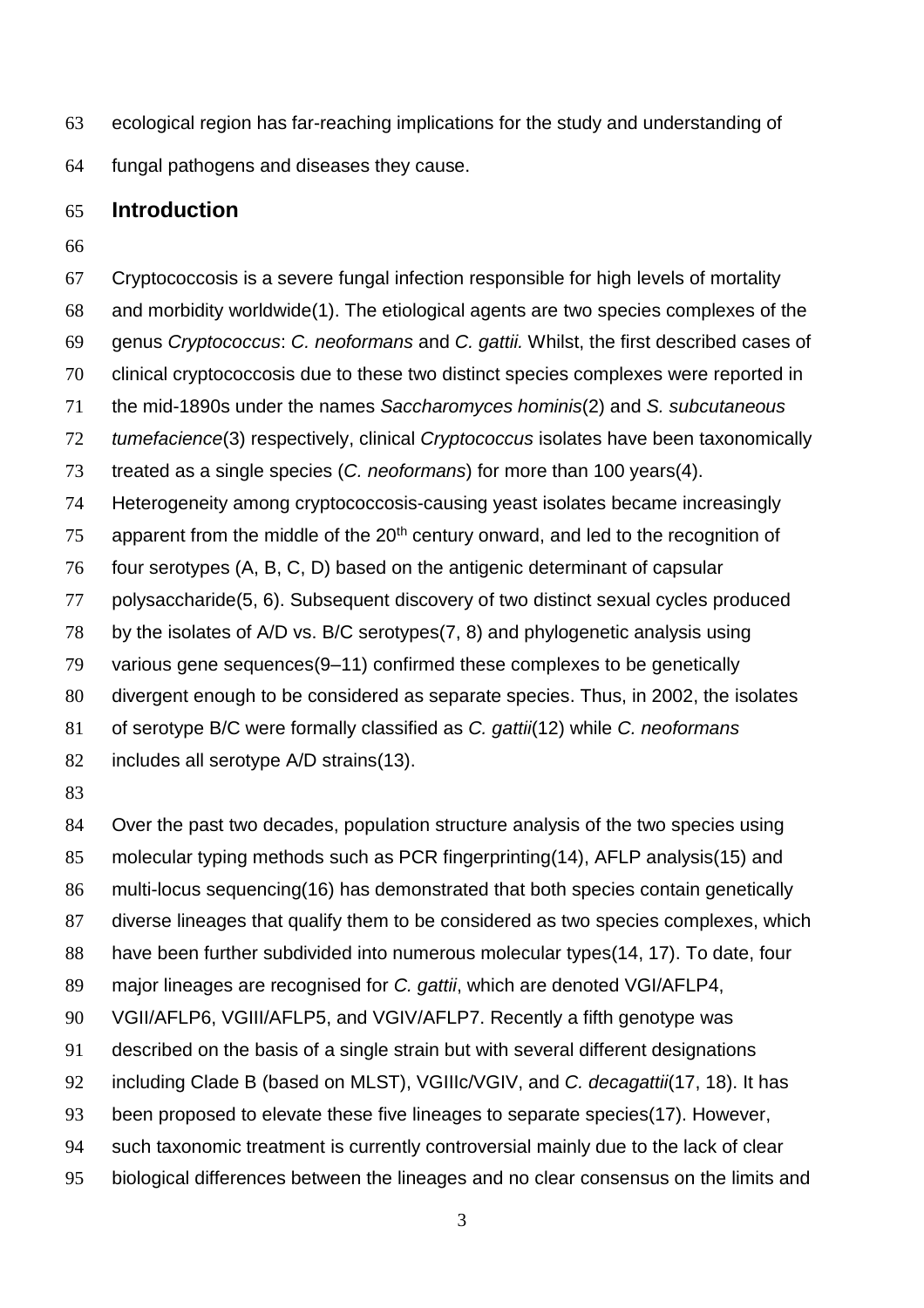ecological region has far-reaching implications for the study and understanding of fungal pathogens and diseases they cause.

## Introduction

Cryptococcosis is a severe fungal infection responsible for high levels of mortality and morbidity worldwide(1). The etiological agents are two species complexes of the genus *Cryptococcus*: *C. neoformans* and *C. gattii.* Whilst, the first described cases of clinical cryptococcosis due to these two distinct species complexes were reported in the mid-1890s under the names *Saccharomyces hominis*(2) and *S. subcutaneous tumefacience*(3) respectively, clinical *Cryptococcus* isolates have been taxonomically treated as a single species (*C. neoformans*) for more than 100 years(4). Heterogeneity among cryptococcosis-causing yeast isolates became increasingly apparent from the middle of the 20th century onward, and led to the recognition of four serotypes (A, B, C, D) based on the antigenic determinant of capsular polysaccharide(5, 6). Subsequent discovery of two distinct sexual cycles produced by the isolates of A/D vs. B/C serotypes(7, 8) and phylogenetic analysis using various gene sequences(9–11) confirmed these complexes to be genetically divergent enough to be considered as separate species. Thus, in 2002, the isolates of serotype B/C were formally classified as *C. gattii*(12) while *C. neoformans* includes all serotype A/D strains(13).

Over the past two decades, population structure analysis of the two species using molecular typing methods such as PCR fingerprinting(14), AFLP analysis(15) and multi-locus sequencing(16) has demonstrated that both species contain genetically diverse lineages that qualify them to be considered as two species complexes, which have been further subdivided into numerous molecular types(14, 17). To date, four major lineages are recognised for *C. gattii*, which are denoted VGI/AFLP4, VGII/AFLP6, VGIII/AFLP5, and VGIV/AFLP7. Recently a fifth genotype was described on the basis of a single strain but with several different designations including Clade B (based on MLST), VGIIIc/VGIV, and *C. decagattii*(17, 18). It has been proposed to elevate these five lineages to separate species(17). However, such taxonomic treatment is currently controversial mainly due to the lack of clear biological differences between the lineages and no clear consensus on the limits and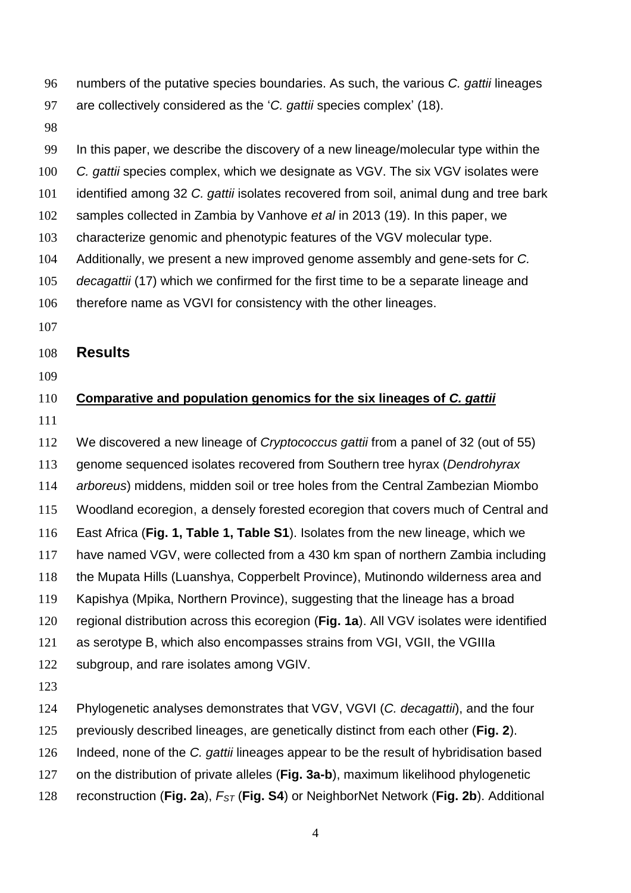numbers of the putative species boundaries. As such, the various *C. gattii* lineages are collectively considered as the '*C. gattii* species complex' (18).

In this paper, we describe the discovery of a new lineage/molecular type within the *C. gattii* species complex, which we designate as VGV. The six VGV isolates were identified among 32 *C. gattii* isolates recovered from soil, animal dung and tree bark samples collected in Zambia by Vanhove *et al* in 2013 (19). In this paper, we characterize genomic and phenotypic features of the VGV molecular type. Additionally, we present a new improved genome assembly and gene-sets for *C. decagattii* (17) which we confirmed for the first time to be a separate lineage and therefore name as VGVI for consistency with the other lineages.

# Results

## Comparative and population genomics for the six lineages of *C. gattii*

We discovered a new lineage of *Cryptococcus gattii* from a panel of 32 (out of 55) genome sequenced isolates recovered from Southern tree hyrax (*Dendrohyrax arboreus*) middens, midden soil or tree holes from the Central Zambezian Miombo Woodland ecoregion, a densely forested ecoregion that covers much of Central and East Africa (**Fig. 1, Table 1, Table S1**). Isolates from the new lineage, which we have named VGV, were collected from a 430 km span of northern Zambia including the Mupata Hills (Luanshya, Copperbelt Province), Mutinondo wilderness area and Kapishya (Mpika, Northern Province), suggesting that the lineage has a broad regional distribution across this ecoregion (**Fig. 1a**). All VGV isolates were identified as serotype B, which also encompasses strains from VGI, VGII, the VGIIIa subgroup, and rare isolates among VGIV.

Phylogenetic analyses demonstrates that VGV, VGVI (*C. decagattii*), and the four previously described lineages, are genetically distinct from each other (**Fig. 2**). Indeed, none of the *C. gattii* lineages appear to be the result of hybridisation based on the distribution of private alleles (**Fig. 3a-b**), maximum likelihood phylogenetic reconstruction (**Fig. 2a**), $F_{ST}$ (**Fig. S4**) or NeighborNet Network (**Fig. 2b**). Additional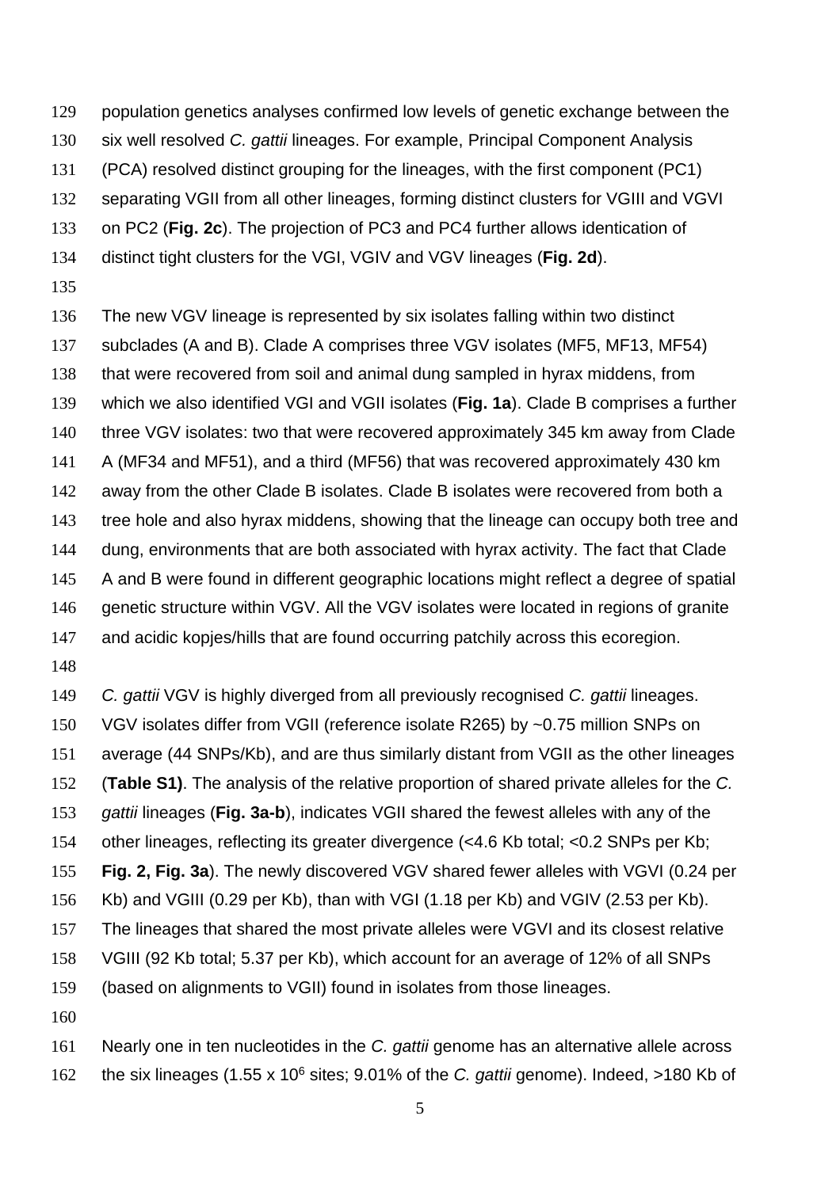population genetics analyses confirmed low levels of genetic exchange between the six well resolved *C. gattii* lineages. For example, Principal Component Analysis (PCA) resolved distinct grouping for the lineages, with the first component (PC1) separating VGII from all other lineages, forming distinct clusters for VGIII and VGVI on PC2 (**Fig. 2c**). The projection of PC3 and PC4 further allows identication of distinct tight clusters for the VGI, VGIV and VGV lineages (**Fig. 2d**).

The new VGV lineage is represented by six isolates falling within two distinct subclades (A and B). Clade A comprises three VGV isolates (MF5, MF13, MF54) that were recovered from soil and animal dung sampled in hyrax middens, from which we also identified VGI and VGII isolates (**Fig. 1a**). Clade B comprises a further three VGV isolates: two that were recovered approximately 345 km away from Clade A (MF34 and MF51), and a third (MF56) that was recovered approximately 430 km away from the other Clade B isolates. Clade B isolates were recovered from both a tree hole and also hyrax middens, showing that the lineage can occupy both tree and dung, environments that are both associated with hyrax activity. The fact that Clade A and B were found in different geographic locations might reflect a degree of spatial genetic structure within VGV. All the VGV isolates were located in regions of granite and acidic kopjes/hills that are found occurring patchily across this ecoregion.

*C. gattii* VGV is highly diverged from all previously recognised *C. gattii* lineages. VGV isolates differ from VGII (reference isolate R265) by ~0.75 million SNPs on average (44 SNPs/Kb), and are thus similarly distant from VGII as the other lineages (**Table S1)**. The analysis of the relative proportion of shared private alleles for the *C. gattii* lineages (**Fig. 3a-b**), indicates VGII shared the fewest alleles with any of the other lineages, reflecting its greater divergence (<4.6 Kb total; <0.2 SNPs per Kb; **Fig. 2, Fig. 3a**). The newly discovered VGV shared fewer alleles with VGVI (0.24 per Kb) and VGIII (0.29 per Kb), than with VGI (1.18 per Kb) and VGIV (2.53 per Kb). The lineages that shared the most private alleles were VGVI and its closest relative VGIII (92 Kb total; 5.37 per Kb), which account for an average of 12% of all SNPs (based on alignments to VGII) found in isolates from those lineages.

Nearly one in ten nucleotides in the *C. gattii* genome has an alternative allele across the six lineages ($1.55 \times 10^6$ sites; 9.01% of the *C. gattii* genome). Indeed, >180 Kb of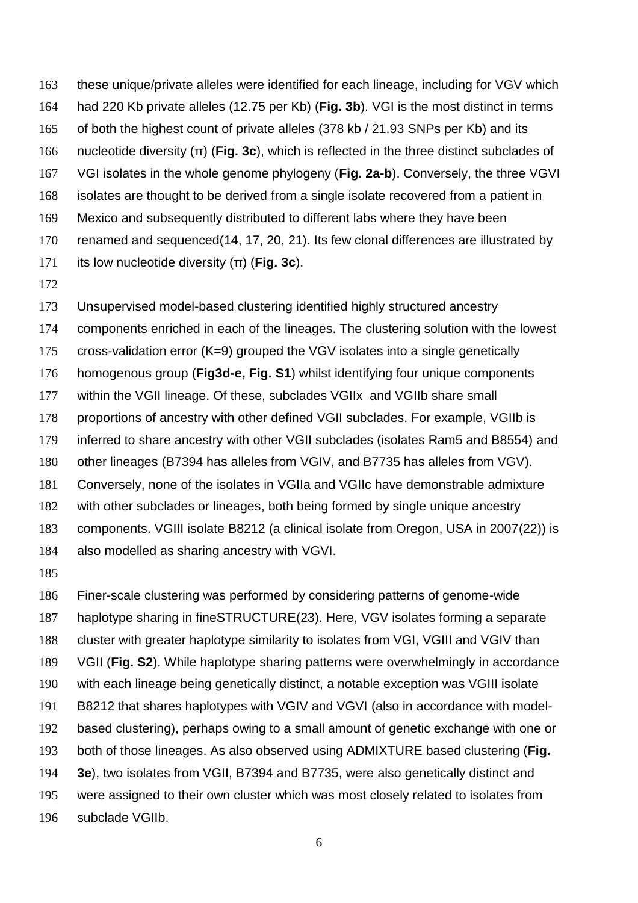these unique/private alleles were identified for each lineage, including for VGV which had 220 Kb private alleles (12.75 per Kb) (**Fig. 3b**). VGI is the most distinct in terms of both the highest count of private alleles (378 kb / 21.93 SNPs per Kb) and its nucleotide diversity (π) (**Fig. 3c**), which is reflected in the three distinct subclades of VGI isolates in the whole genome phylogeny (**Fig. 2a-b**). Conversely, the three VGVI isolates are thought to be derived from a single isolate recovered from a patient in Mexico and subsequently distributed to different labs where they have been renamed and sequenced(14, 17, 20, 21). Its few clonal differences are illustrated by its low nucleotide diversity (π) (**Fig. 3c**).

Unsupervised model-based clustering identified highly structured ancestry components enriched in each of the lineages. The clustering solution with the lowest cross-validation error (K=9) grouped the VGV isolates into a single genetically homogenous group (**Fig3d-e, Fig. S1**) whilst identifying four unique components within the VGII lineage. Of these, subclades VGIIx and VGIIb share small proportions of ancestry with other defined VGII subclades. For example, VGIIb is inferred to share ancestry with other VGII subclades (isolates Ram5 and B8554) and other lineages (B7394 has alleles from VGIV, and B7735 has alleles from VGV). Conversely, none of the isolates in VGIIa and VGIIc have demonstrable admixture with other subclades or lineages, both being formed by single unique ancestry components. VGIII isolate B8212 (a clinical isolate from Oregon, USA in 2007(22)) is also modelled as sharing ancestry with VGVI.

Finer-scale clustering was performed by considering patterns of genome-wide haplotype sharing in fineSTRUCTURE(23). Here, VGV isolates forming a separate cluster with greater haplotype similarity to isolates from VGI, VGIII and VGIV than VGII (**Fig. S2**). While haplotype sharing patterns were overwhelmingly in accordance with each lineage being genetically distinct, a notable exception was VGIII isolate B8212 that shares haplotypes with VGIV and VGVI (also in accordance with model-based clustering), perhaps owing to a small amount of genetic exchange with one or both of those lineages. As also observed using ADMIXTURE based clustering (**Fig. 3e**), two isolates from VGII, B7394 and B7735, were also genetically distinct and were assigned to their own cluster which was most closely related to isolates from subclade VGIIb.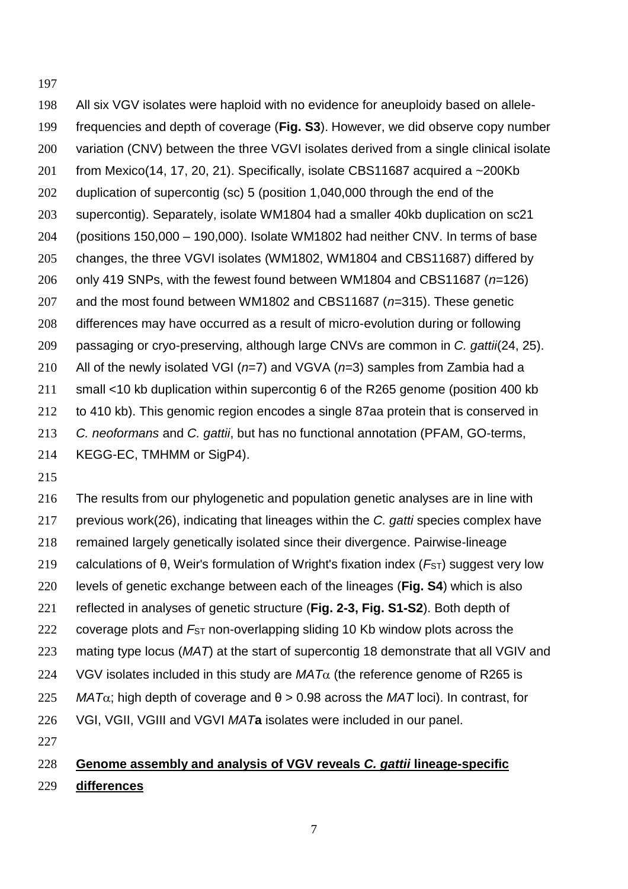All six VGV isolates were haploid with no evidence for aneuploidy based on allele-frequencies and depth of coverage (**Fig. S3**). However, we did observe copy number variation (CNV) between the three VGVI isolates derived from a single clinical isolate from Mexico(14, 17, 20, 21). Specifically, isolate CBS11687 acquired a ~200Kb duplication of supercontig (sc) 5 (position 1,040,000 through the end of the supercontig). Separately, isolate WM1804 had a smaller 40kb duplication on sc21 (positions 150,000 – 190,000). Isolate WM1802 had neither CNV. In terms of base changes, the three VGVI isolates (WM1802, WM1804 and CBS11687) differed by only 419 SNPs, with the fewest found between WM1804 and CBS11687 ($n$=126) and the most found between WM1802 and CBS11687 ($n$=315). These genetic differences may have occurred as a result of micro-evolution during or following passaging or cryo-preserving, although large CNVs are common in *C. gattii*(24, 25). All of the newly isolated VGI ($n$=7) and VGVA ($n$=3) samples from Zambia had a small <10 kb duplication within supercontig 6 of the R265 genome (position 400 kb to 410 kb). This genomic region encodes a single 87aa protein that is conserved in *C. neoformans* and *C. gattii*, but has no functional annotation (PFAM, GO-terms, KEGG-EC, TMHMM or SigP4).

The results from our phylogenetic and population genetic analyses are in line with previous work(26), indicating that lineages within the *C. gatti* species complex have remained largely genetically isolated since their divergence. Pairwise-lineage calculations of θ, Weir's formulation of Wright's fixation index ($F_{ST}$) suggest very low levels of genetic exchange between each of the lineages (**Fig. S4**) which is also reflected in analyses of genetic structure (**Fig. 2-3, Fig. S1-S2**). Both depth of coverage plots and $F_{ST}$ non-overlapping sliding 10 Kb window plots across the mating type locus (*MAT*) at the start of supercontig 18 demonstrate that all VGIV and VGV isolates included in this study are *MAT*α (the reference genome of R265 is *MAT*α; high depth of coverage and θ > 0.98 across the *MAT* loci). In contrast, for VGI, VGII, VGIII and VGVI *MAT***a** isolates were included in our panel.

## **Genome assembly and analysis of VGV reveals *C. gattii* lineage-specific differences**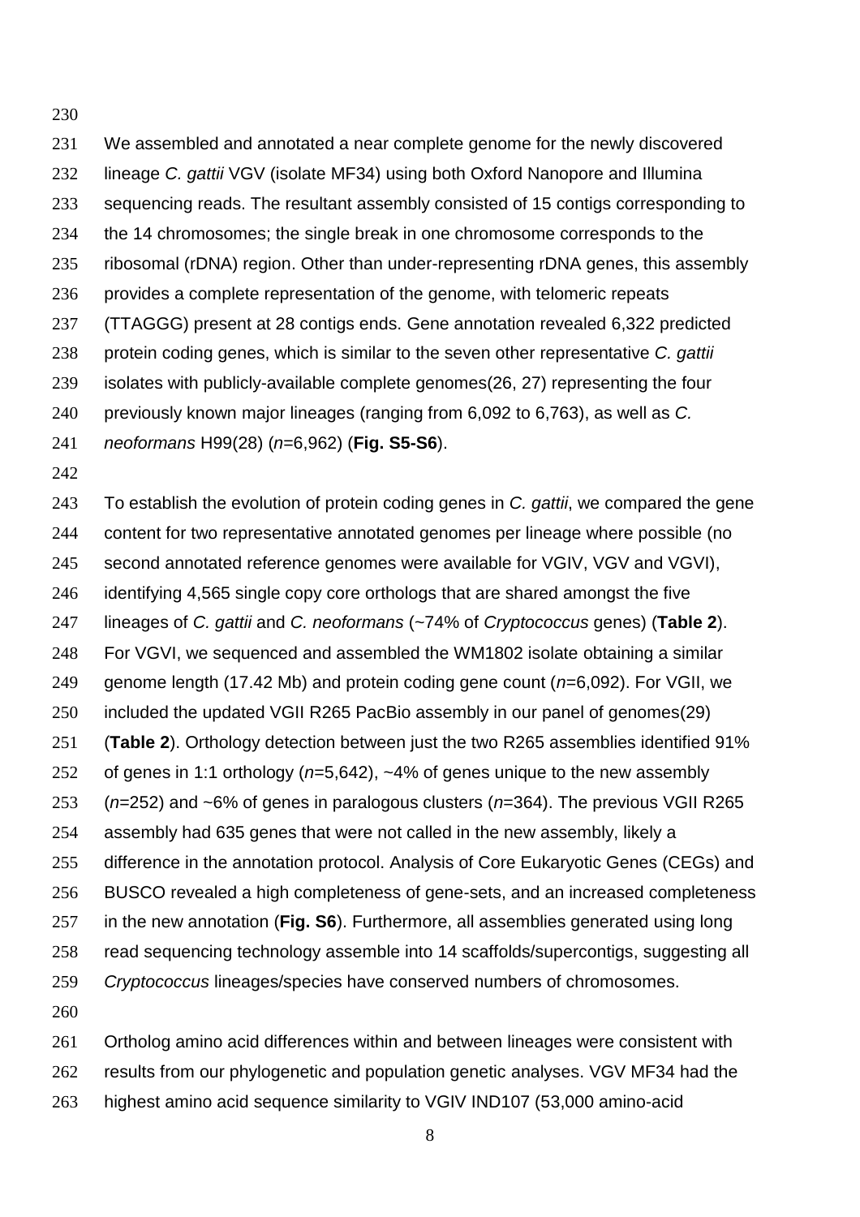We assembled and annotated a near complete genome for the newly discovered lineage *C. gattii* VGV (isolate MF34) using both Oxford Nanopore and Illumina sequencing reads. The resultant assembly consisted of 15 contigs corresponding to the 14 chromosomes; the single break in one chromosome corresponds to the ribosomal (rDNA) region. Other than under-representing rDNA genes, this assembly provides a complete representation of the genome, with telomeric repeats (TTAGGG) present at 28 contigs ends. Gene annotation revealed 6,322 predicted protein coding genes, which is similar to the seven other representative *C. gattii* isolates with publicly-available complete genomes(26, 27) representing the four previously known major lineages (ranging from 6,092 to 6,763), as well as *C. neoformans* H99(28) (*n*=6,962) (**Fig. S5-S6**).

To establish the evolution of protein coding genes in *C. gattii*, we compared the gene content for two representative annotated genomes per lineage where possible (no second annotated reference genomes were available for VGIV, VGV and VGVI), identifying 4,565 single copy core orthologs that are shared amongst the five lineages of *C. gattii* and *C. neoformans* (~74% of *Cryptococcus* genes) (**Table 2**). For VGVI, we sequenced and assembled the WM1802 isolate obtaining a similar genome length (17.42 Mb) and protein coding gene count (*n*=6,092). For VGII, we included the updated VGII R265 PacBio assembly in our panel of genomes(29) (**Table 2**). Orthology detection between just the two R265 assemblies identified 91% of genes in 1:1 orthology (*n*=5,642), ~4% of genes unique to the new assembly (*n*=252) and ~6% of genes in paralogous clusters (*n*=364). The previous VGII R265 assembly had 635 genes that were not called in the new assembly, likely a difference in the annotation protocol. Analysis of Core Eukaryotic Genes (CEGs) and BUSCO revealed a high completeness of gene-sets, and an increased completeness in the new annotation (**Fig. S6**). Furthermore, all assemblies generated using long read sequencing technology assemble into 14 scaffolds/supercontigs, suggesting all *Cryptococcus* lineages/species have conserved numbers of chromosomes.

Ortholog amino acid differences within and between lineages were consistent with results from our phylogenetic and population genetic analyses. VGV MF34 had the highest amino acid sequence similarity to VGIV IND107 (53,000 amino-acid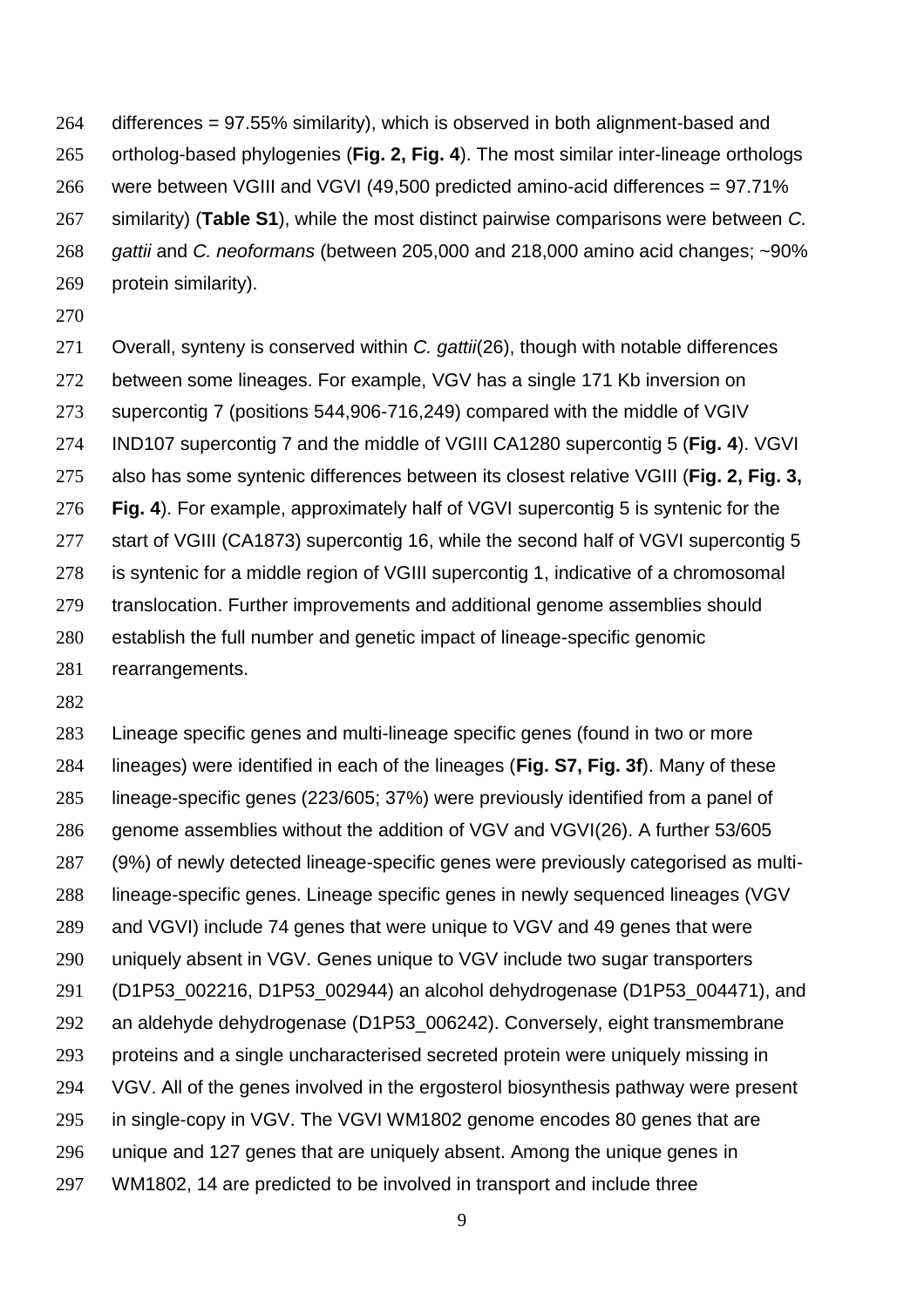differences = 97.55% similarity), which is observed in both alignment-based and ortholog-based phylogenies (**Fig. 2, Fig. 4**). The most similar inter-lineage orthologs were between VGIII and VGVI (49,500 predicted amino-acid differences = 97.71% similarity) (**Table S1**), while the most distinct pairwise comparisons were between *C. gattii* and *C. neoformans* (between 205,000 and 218,000 amino acid changes; ~90% protein similarity).

Overall, synteny is conserved within *C. gattii*(26), though with notable differences between some lineages. For example, VGV has a single 171 Kb inversion on supercontig 7 (positions 544,906-716,249) compared with the middle of VGIV IND107 supercontig 7 and the middle of VGIII CA1280 supercontig 5 (**Fig. 4**). VGVI also has some syntenic differences between its closest relative VGIII (**Fig. 2, Fig. 3, Fig. 4**). For example, approximately half of VGVI supercontig 5 is syntenic for the start of VGIII (CA1873) supercontig 16, while the second half of VGVI supercontig 5 is syntenic for a middle region of VGIII supercontig 1, indicative of a chromosomal translocation. Further improvements and additional genome assemblies should establish the full number and genetic impact of lineage-specific genomic rearrangements.

Lineage specific genes and multi-lineage specific genes (found in two or more lineages) were identified in each of the lineages (**Fig. S7, Fig. 3f**). Many of these lineage-specific genes (223/605; 37%) were previously identified from a panel of genome assemblies without the addition of VGV and VGVI(26). A further 53/605 (9%) of newly detected lineage-specific genes were previously categorised as multi-lineage-specific genes. Lineage specific genes in newly sequenced lineages (VGV and VGVI) include 74 genes that were unique to VGV and 49 genes that were uniquely absent in VGV. Genes unique to VGV include two sugar transporters (D1P53_002216, D1P53_002944) an alcohol dehydrogenase (D1P53_004471), and an aldehyde dehydrogenase (D1P53_006242). Conversely, eight transmembrane proteins and a single uncharacterised secreted protein were uniquely missing in VGV. All of the genes involved in the ergosterol biosynthesis pathway were present in single-copy in VGV. The VGVI WM1802 genome encodes 80 genes that are unique and 127 genes that are uniquely absent. Among the unique genes in WM1802, 14 are predicted to be involved in transport and include three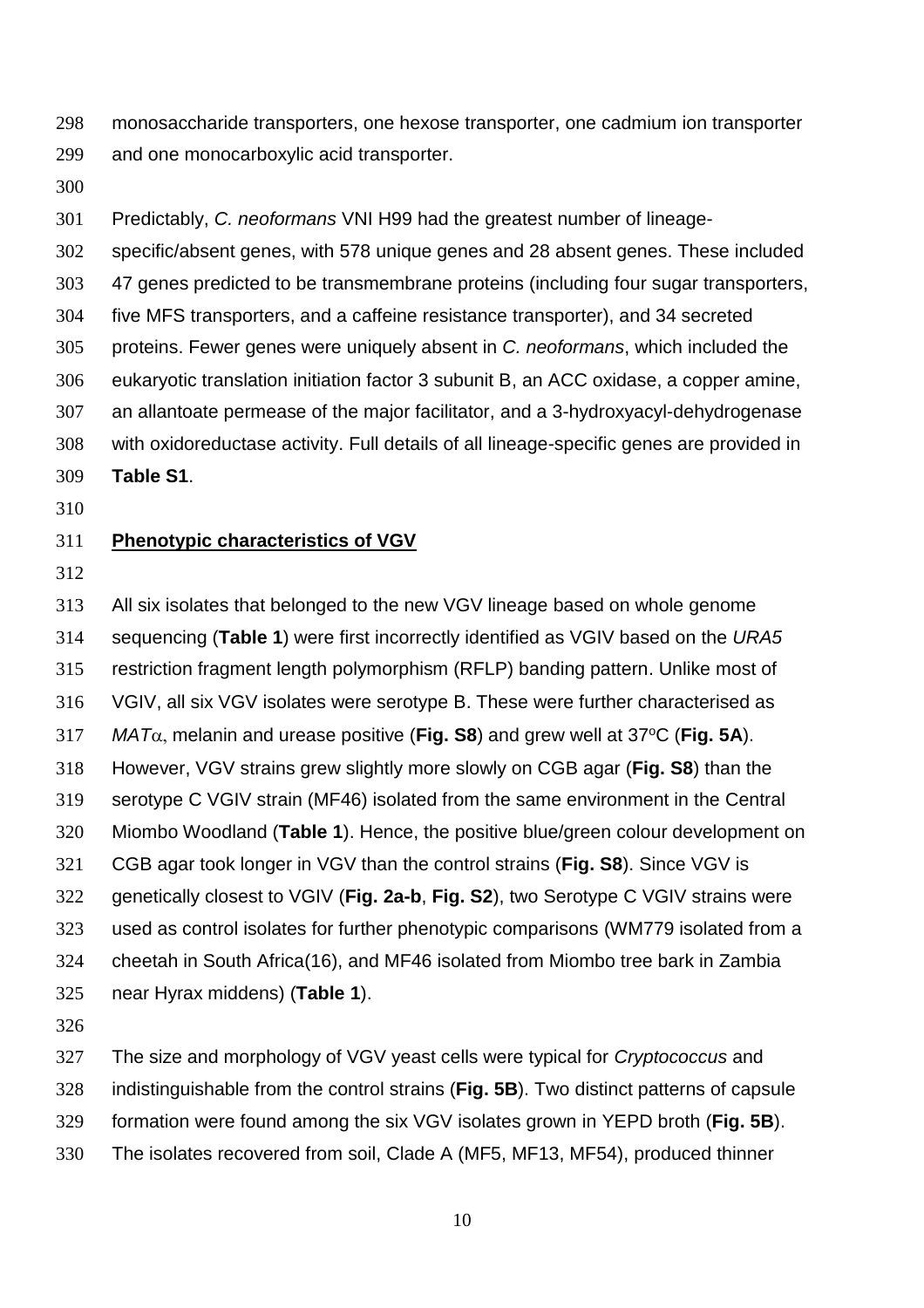monosaccharide transporters, one hexose transporter, one cadmium ion transporter and one monocarboxylic acid transporter.

Predictably, *C. neoformans* VNI H99 had the greatest number of lineage-specific/absent genes, with 578 unique genes and 28 absent genes. These included 47 genes predicted to be transmembrane proteins (including four sugar transporters, five MFS transporters, and a caffeine resistance transporter), and 34 secreted proteins. Fewer genes were uniquely absent in *C. neoformans*, which included the eukaryotic translation initiation factor 3 subunit B, an ACC oxidase, a copper amine, an allantoate permease of the major facilitator, and a 3-hydroxyacyl-dehydrogenase with oxidoreductase activity. Full details of all lineage-specific genes are provided in **Table S1**.

## Phenotypic characteristics of VGV

All six isolates that belonged to the new VGV lineage based on whole genome sequencing (**Table 1**) were first incorrectly identified as VGIV based on the *URA5* restriction fragment length polymorphism (RFLP) banding pattern. Unlike most of VGIV, all six VGV isolates were serotype B. These were further characterised as *MAT*$\alpha$, melanin and urease positive (**Fig. S8**) and grew well at 37$^{o}$C (**Fig. 5A**). However, VGV strains grew slightly more slowly on CGB agar (**Fig. S8**) than the serotype C VGIV strain (MF46) isolated from the same environment in the Central Miombo Woodland (**Table 1**). Hence, the positive blue/green colour development on CGB agar took longer in VGV than the control strains (**Fig. S8**). Since VGV is genetically closest to VGIV (**Fig. 2a-b**, **Fig. S2**), two Serotype C VGIV strains were used as control isolates for further phenotypic comparisons (WM779 isolated from a cheetah in South Africa(16), and MF46 isolated from Miombo tree bark in Zambia near Hyrax middens) (**Table 1**).

The size and morphology of VGV yeast cells were typical for *Cryptococcus* and indistinguishable from the control strains (**Fig. 5B**). Two distinct patterns of capsule formation were found among the six VGV isolates grown in YEPD broth (**Fig. 5B**). The isolates recovered from soil, Clade A (MF5, MF13, MF54), produced thinner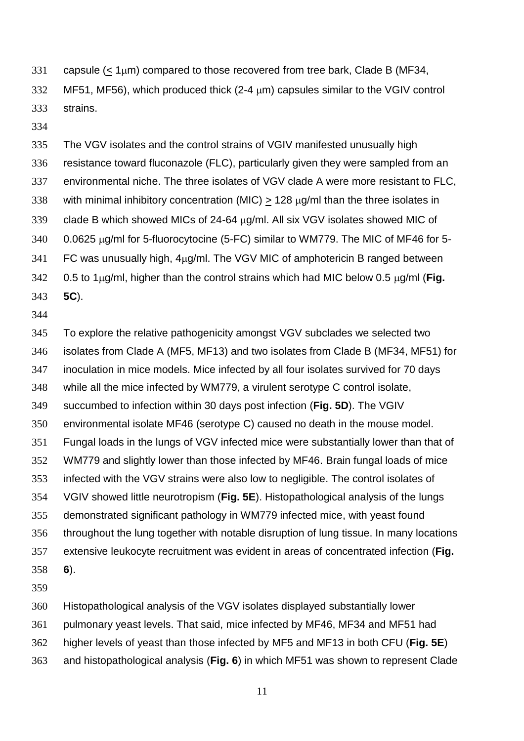capsule (≤ 1μm) compared to those recovered from tree bark, Clade B (MF34, MF51, MF56), which produced thick (2-4 μm) capsules similar to the VGIV control strains.

The VGV isolates and the control strains of VGIV manifested unusually high resistance toward fluconazole (FLC), particularly given they were sampled from an environmental niche. The three isolates of VGV clade A were more resistant to FLC, with minimal inhibitory concentration (MIC) ≥ 128 μg/ml than the three isolates in clade B which showed MICs of 24-64 μg/ml. All six VGV isolates showed MIC of 0.0625 μg/ml for 5-fluorocytocine (5-FC) similar to WM779. The MIC of MF46 for 5-FC was unusually high, 4μg/ml. The VGV MIC of amphotericin B ranged between 0.5 to 1μg/ml, higher than the control strains which had MIC below 0.5 μg/ml (**Fig. 5C**).

To explore the relative pathogenicity amongst VGV subclades we selected two isolates from Clade A (MF5, MF13) and two isolates from Clade B (MF34, MF51) for inoculation in mice models. Mice infected by all four isolates survived for 70 days while all the mice infected by WM779, a virulent serotype C control isolate, succumbed to infection within 30 days post infection (**Fig. 5D**). The VGIV environmental isolate MF46 (serotype C) caused no death in the mouse model. Fungal loads in the lungs of VGV infected mice were substantially lower than that of WM779 and slightly lower than those infected by MF46. Brain fungal loads of mice infected with the VGV strains were also low to negligible. The control isolates of VGIV showed little neurotropism (**Fig. 5E**). Histopathological analysis of the lungs demonstrated significant pathology in WM779 infected mice, with yeast found throughout the lung together with notable disruption of lung tissue. In many locations extensive leukocyte recruitment was evident in areas of concentrated infection (**Fig. 6**).

Histopathological analysis of the VGV isolates displayed substantially lower pulmonary yeast levels. That said, mice infected by MF46, MF34 and MF51 had higher levels of yeast than those infected by MF5 and MF13 in both CFU (**Fig. 5E**) and histopathological analysis (**Fig. 6**) in which MF51 was shown to represent Clade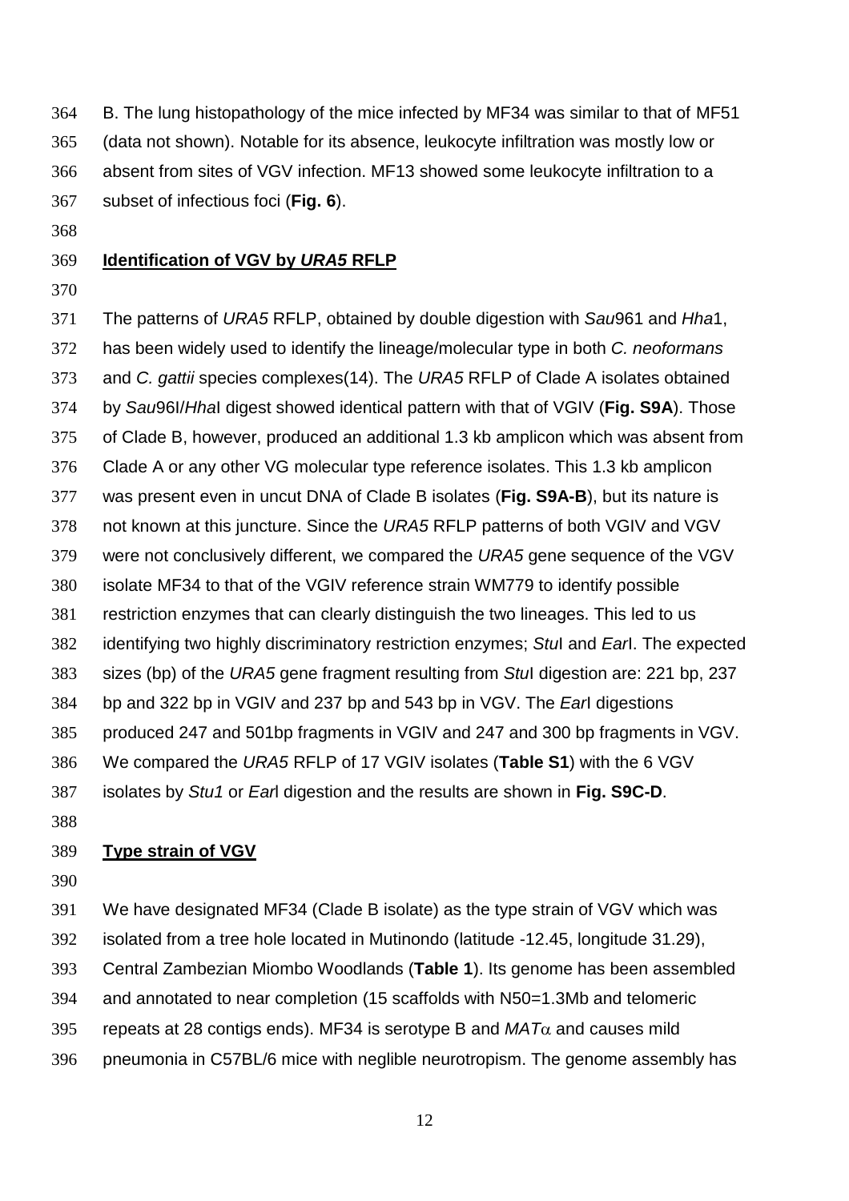B. The lung histopathology of the mice infected by MF34 was similar to that of MF51 (data not shown). Notable for its absence, leukocyte infiltration was mostly low or absent from sites of VGV infection. MF13 showed some leukocyte infiltration to a subset of infectious foci (**Fig. 6**).

## Identification of VGV by *URA5* RFLP

The patterns of *URA5* RFLP, obtained by double digestion with *Sau*961 and *Hha*1, has been widely used to identify the lineage/molecular type in both *C. neoformans* and *C. gattii* species complexes(14). The *URA5* RFLP of Clade A isolates obtained by *Sau*96I/*Hha*I digest showed identical pattern with that of VGIV (**Fig. S9A**). Those of Clade B, however, produced an additional 1.3 kb amplicon which was absent from Clade A or any other VG molecular type reference isolates. This 1.3 kb amplicon was present even in uncut DNA of Clade B isolates (**Fig. S9A-B**), but its nature is not known at this juncture. Since the *URA5* RFLP patterns of both VGIV and VGV were not conclusively different, we compared the *URA5* gene sequence of the VGV isolate MF34 to that of the VGIV reference strain WM779 to identify possible restriction enzymes that can clearly distinguish the two lineages. This led to us identifying two highly discriminatory restriction enzymes; *Stu*I and *Ear*I. The expected sizes (bp) of the *URA5* gene fragment resulting from *Stu*I digestion are: 221 bp, 237 bp and 322 bp in VGIV and 237 bp and 543 bp in VGV. The *Ear*I digestions produced 247 and 501bp fragments in VGIV and 247 and 300 bp fragments in VGV. We compared the *URA5* RFLP of 17 VGIV isolates (**Table S1**) with the 6 VGV isolates by *Stu1* or *Ear*I digestion and the results are shown in **Fig. S9C-D**.

## Type strain of VGV

We have designated MF34 (Clade B isolate) as the type strain of VGV which was isolated from a tree hole located in Mutinondo (latitude -12.45, longitude 31.29), Central Zambezian Miombo Woodlands (**Table 1**). Its genome has been assembled and annotated to near completion (15 scaffolds with N50=1.3Mb and telomeric repeats at 28 contigs ends). MF34 is serotype B and *MAT*$\alpha$ and causes mild pneumonia in C57BL/6 mice with neglible neurotropism. The genome assembly has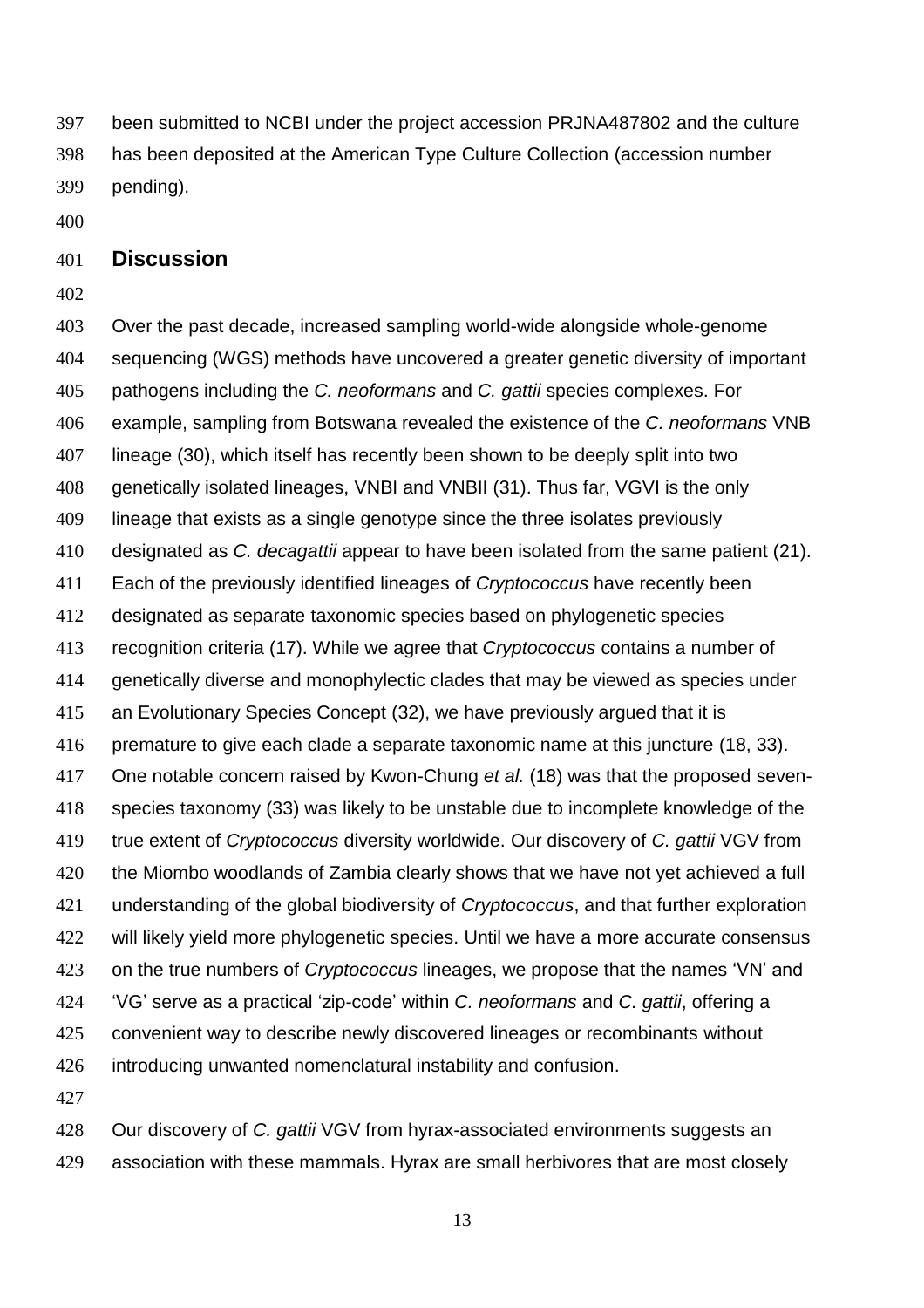been submitted to NCBI under the project accession PRJNA487802 and the culture has been deposited at the American Type Culture Collection (accession number pending).

## Discussion

Over the past decade, increased sampling world-wide alongside whole-genome sequencing (WGS) methods have uncovered a greater genetic diversity of important pathogens including the *C. neoformans* and *C. gattii* species complexes. For example, sampling from Botswana revealed the existence of the *C. neoformans* VNB lineage (30), which itself has recently been shown to be deeply split into two genetically isolated lineages, VNBI and VNBII (31). Thus far, VGVI is the only lineage that exists as a single genotype since the three isolates previously designated as *C. decagattii* appear to have been isolated from the same patient (21). Each of the previously identified lineages of *Cryptococcus* have recently been designated as separate taxonomic species based on phylogenetic species recognition criteria (17). While we agree that *Cryptococcus* contains a number of genetically diverse and monophylectic clades that may be viewed as species under an Evolutionary Species Concept (32), we have previously argued that it is premature to give each clade a separate taxonomic name at this juncture (18, 33). One notable concern raised by Kwon-Chung *et al.* (18) was that the proposed seven-species taxonomy (33) was likely to be unstable due to incomplete knowledge of the true extent of *Cryptococcus* diversity worldwide. Our discovery of *C. gattii* VGV from the Miombo woodlands of Zambia clearly shows that we have not yet achieved a full understanding of the global biodiversity of *Cryptococcus*, and that further exploration will likely yield more phylogenetic species. Until we have a more accurate consensus on the true numbers of *Cryptococcus* lineages, we propose that the names 'VN' and 'VG' serve as a practical 'zip-code' within *C. neoformans* and *C. gattii*, offering a convenient way to describe newly discovered lineages or recombinants without introducing unwanted nomenclatural instability and confusion.

Our discovery of *C. gattii* VGV from hyrax-associated environments suggests an association with these mammals. Hyrax are small herbivores that are most closely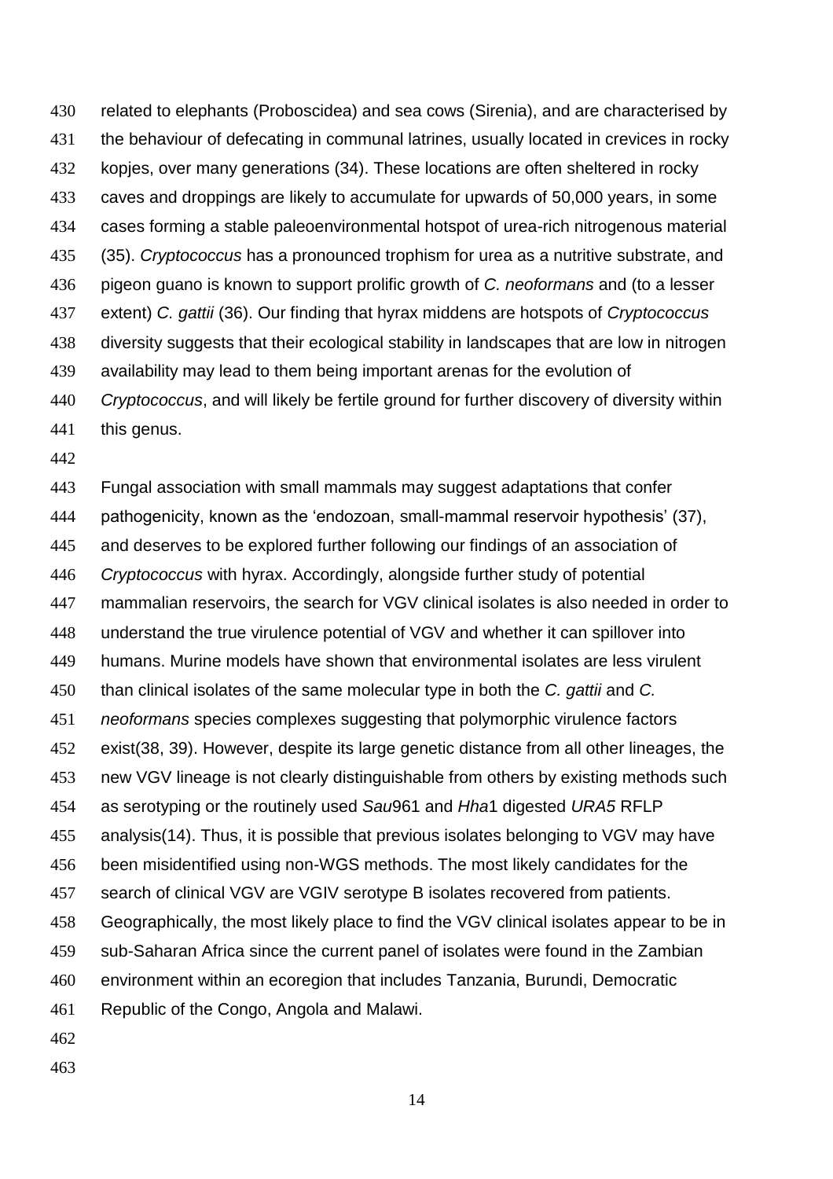related to elephants (Proboscidea) and sea cows (Sirenia), and are characterised by the behaviour of defecating in communal latrines, usually located in crevices in rocky kopjes, over many generations (34). These locations are often sheltered in rocky caves and droppings are likely to accumulate for upwards of 50,000 years, in some cases forming a stable paleoenvironmental hotspot of urea-rich nitrogenous material (35). *Cryptococcus* has a pronounced trophism for urea as a nutritive substrate, and pigeon guano is known to support prolific growth of *C. neoformans* and (to a lesser extent) *C. gattii* (36). Our finding that hyrax middens are hotspots of *Cryptococcus* diversity suggests that their ecological stability in landscapes that are low in nitrogen availability may lead to them being important arenas for the evolution of *Cryptococcus*, and will likely be fertile ground for further discovery of diversity within this genus.

Fungal association with small mammals may suggest adaptations that confer pathogenicity, known as the 'endozoan, small-mammal reservoir hypothesis' (37), and deserves to be explored further following our findings of an association of *Cryptococcus* with hyrax. Accordingly, alongside further study of potential mammalian reservoirs, the search for VGV clinical isolates is also needed in order to understand the true virulence potential of VGV and whether it can spillover into humans. Murine models have shown that environmental isolates are less virulent than clinical isolates of the same molecular type in both the *C. gattii* and *C. neoformans* species complexes suggesting that polymorphic virulence factors exist(38, 39). However, despite its large genetic distance from all other lineages, the new VGV lineage is not clearly distinguishable from others by existing methods such as serotyping or the routinely used *Sau*961 and *Hha*1 digested *URA5* RFLP analysis(14). Thus, it is possible that previous isolates belonging to VGV may have been misidentified using non-WGS methods. The most likely candidates for the search of clinical VGV are VGIV serotype B isolates recovered from patients. Geographically, the most likely place to find the VGV clinical isolates appear to be in sub-Saharan Africa since the current panel of isolates were found in the Zambian environment within an ecoregion that includes Tanzania, Burundi, Democratic Republic of the Congo, Angola and Malawi.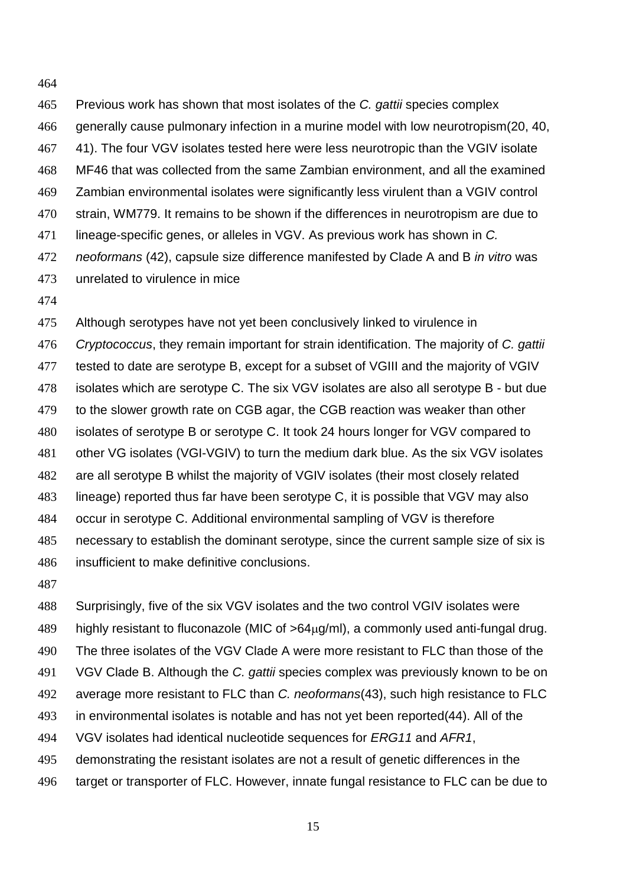Previous work has shown that most isolates of the *C. gattii* species complex generally cause pulmonary infection in a murine model with low neurotropism(20, 40, 41). The four VGV isolates tested here were less neurotropic than the VGIV isolate MF46 that was collected from the same Zambian environment, and all the examined Zambian environmental isolates were significantly less virulent than a VGIV control strain, WM779. It remains to be shown if the differences in neurotropism are due to lineage-specific genes, or alleles in VGV. As previous work has shown in *C. neoformans* (42), capsule size difference manifested by Clade A and B *in vitro* was unrelated to virulence in mice

Although serotypes have not yet been conclusively linked to virulence in *Cryptococcus*, they remain important for strain identification. The majority of *C. gattii* tested to date are serotype B, except for a subset of VGIII and the majority of VGIV isolates which are serotype C. The six VGV isolates are also all serotype B - but due to the slower growth rate on CGB agar, the CGB reaction was weaker than other isolates of serotype B or serotype C. It took 24 hours longer for VGV compared to other VG isolates (VGI-VGIV) to turn the medium dark blue. As the six VGV isolates are all serotype B whilst the majority of VGIV isolates (their most closely related lineage) reported thus far have been serotype C, it is possible that VGV may also occur in serotype C. Additional environmental sampling of VGV is therefore necessary to establish the dominant serotype, since the current sample size of six is insufficient to make definitive conclusions.

Surprisingly, five of the six VGV isolates and the two control VGIV isolates were highly resistant to fluconazole (MIC of >64μg/ml), a commonly used anti-fungal drug. The three isolates of the VGV Clade A were more resistant to FLC than those of the VGV Clade B. Although the *C. gattii* species complex was previously known to be on average more resistant to FLC than *C. neoformans*(43), such high resistance to FLC in environmental isolates is notable and has not yet been reported(44). All of the VGV isolates had identical nucleotide sequences for *ERG11* and *AFR1*, demonstrating the resistant isolates are not a result of genetic differences in the target or transporter of FLC. However, innate fungal resistance to FLC can be due to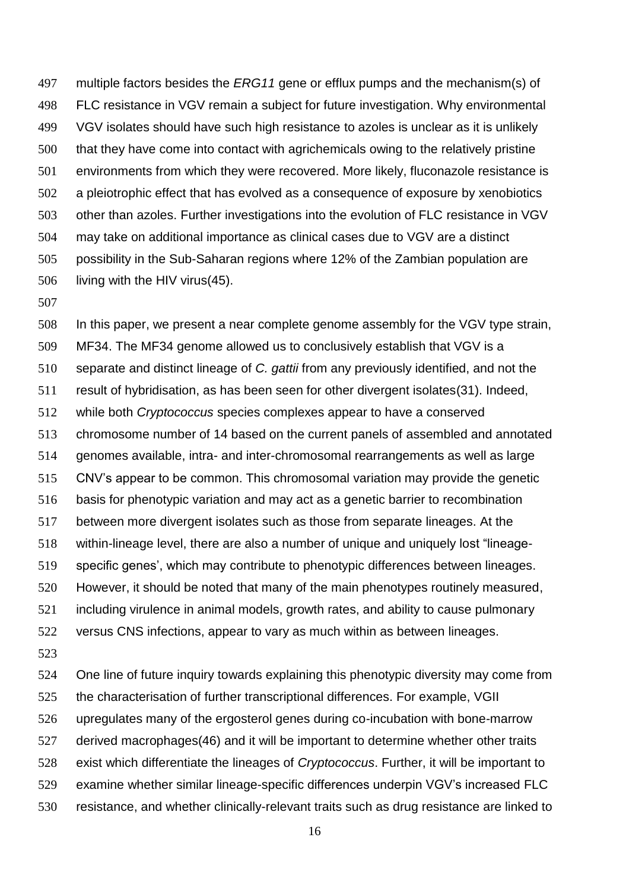multiple factors besides the *ERG11* gene or efflux pumps and the mechanism(s) of FLC resistance in VGV remain a subject for future investigation. Why environmental VGV isolates should have such high resistance to azoles is unclear as it is unlikely that they have come into contact with agrichemicals owing to the relatively pristine environments from which they were recovered. More likely, fluconazole resistance is a pleiotrophic effect that has evolved as a consequence of exposure by xenobiotics other than azoles. Further investigations into the evolution of FLC resistance in VGV may take on additional importance as clinical cases due to VGV are a distinct possibility in the Sub-Saharan regions where 12% of the Zambian population are living with the HIV virus(45).

In this paper, we present a near complete genome assembly for the VGV type strain, MF34. The MF34 genome allowed us to conclusively establish that VGV is a separate and distinct lineage of *C. gattii* from any previously identified, and not the result of hybridisation, as has been seen for other divergent isolates(31). Indeed, while both *Cryptococcus* species complexes appear to have a conserved chromosome number of 14 based on the current panels of assembled and annotated genomes available, intra- and inter-chromosomal rearrangements as well as large CNV's appear to be common. This chromosomal variation may provide the genetic basis for phenotypic variation and may act as a genetic barrier to recombination between more divergent isolates such as those from separate lineages. At the within-lineage level, there are also a number of unique and uniquely lost "lineage-specific genes', which may contribute to phenotypic differences between lineages. However, it should be noted that many of the main phenotypes routinely measured, including virulence in animal models, growth rates, and ability to cause pulmonary versus CNS infections, appear to vary as much within as between lineages.

One line of future inquiry towards explaining this phenotypic diversity may come from the characterisation of further transcriptional differences. For example, VGII upregulates many of the ergosterol genes during co-incubation with bone-marrow derived macrophages(46) and it will be important to determine whether other traits exist which differentiate the lineages of *Cryptococcus*. Further, it will be important to examine whether similar lineage-specific differences underpin VGV's increased FLC resistance, and whether clinically-relevant traits such as drug resistance are linked to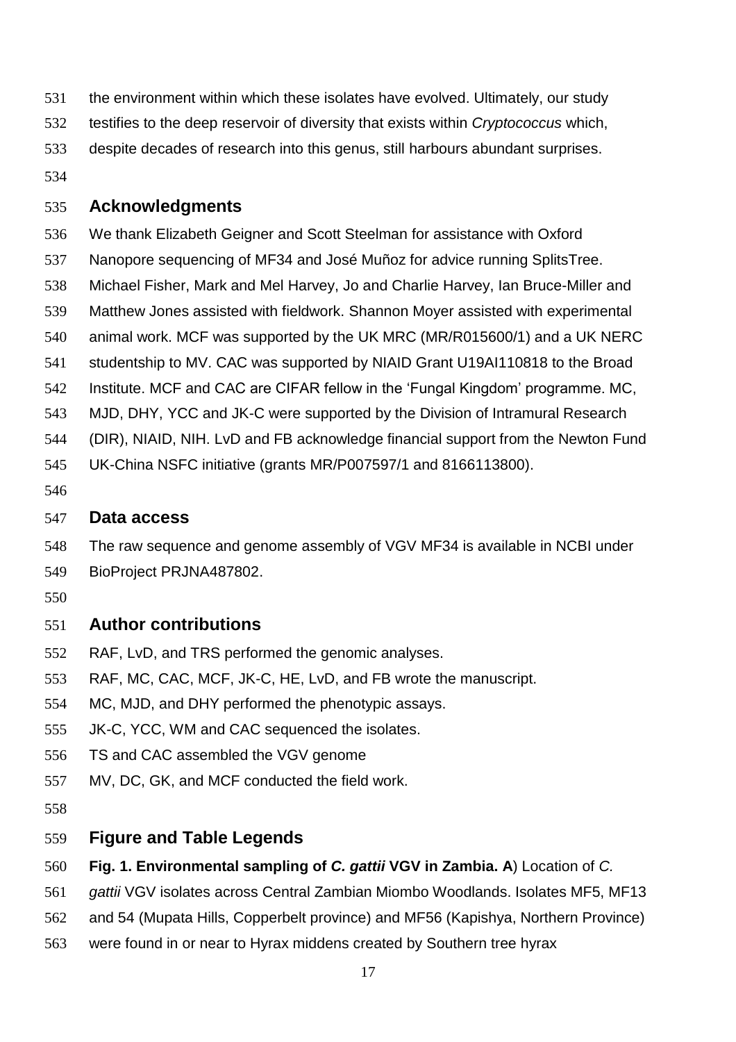the environment within which these isolates have evolved. Ultimately, our study testifies to the deep reservoir of diversity that exists within *Cryptococcus* which, despite decades of research into this genus, still harbours abundant surprises.

## Acknowledgments

We thank Elizabeth Geigner and Scott Steelman for assistance with Oxford Nanopore sequencing of MF34 and José Muñoz for advice running SplitsTree. Michael Fisher, Mark and Mel Harvey, Jo and Charlie Harvey, Ian Bruce-Miller and Matthew Jones assisted with fieldwork. Shannon Moyer assisted with experimental animal work. MCF was supported by the UK MRC (MR/R015600/1) and a UK NERC studentship to MV. CAC was supported by NIAID Grant U19AI110818 to the Broad Institute. MCF and CAC are CIFAR fellow in the 'Fungal Kingdom' programme. MC, MJD, DHY, YCC and JK-C were supported by the Division of Intramural Research (DIR), NIAID, NIH. LvD and FB acknowledge financial support from the Newton Fund UK-China NSFC initiative (grants MR/P007597/1 and 8166113800).

## Data access

The raw sequence and genome assembly of VGV MF34 is available in NCBI under BioProject PRJNA487802.

## Author contributions

RAF, LvD, and TRS performed the genomic analyses.
RAF, MC, CAC, MCF, JK-C, HE, LvD, and FB wrote the manuscript.
MC, MJD, and DHY performed the phenotypic assays.
JK-C, YCC, WM and CAC sequenced the isolates.
TS and CAC assembled the VGV genome
MV, DC, GK, and MCF conducted the field work.

## Figure and Table Legends

**Fig. 1. Environmental sampling of *C. gattii* VGV in Zambia. A**) Location of *C. gattii* VGV isolates across Central Zambian Miombo Woodlands. Isolates MF5, MF13 and 54 (Mupata Hills, Copperbelt province) and MF56 (Kapishya, Northern Province) were found in or near to Hyrax middens created by Southern tree hyrax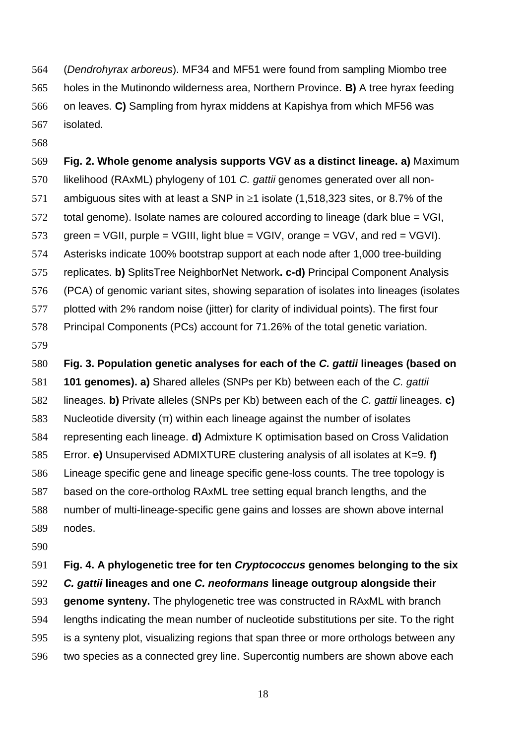(*Dendrohyrax arboreus*). MF34 and MF51 were found from sampling Miombo tree holes in the Mutinondo wilderness area, Northern Province. **B)** A tree hyrax feeding on leaves. **C)** Sampling from hyrax middens at Kapishya from which MF56 was isolated.

**Fig. 2. Whole genome analysis supports VGV as a distinct lineage. a)** Maximum likelihood (RAxML) phylogeny of 101 *C. gattii* genomes generated over all non-ambiguous sites with at least a SNP in ≥1 isolate (1,518,323 sites, or 8.7% of the total genome). Isolate names are coloured according to lineage (dark blue = VGI, green = VGII, purple = VGIII, light blue = VGIV, orange = VGV, and red = VGVI). Asterisks indicate 100% bootstrap support at each node after 1,000 tree-building replicates. **b)** SplitsTree NeighborNet Network**. c-d)** Principal Component Analysis (PCA) of genomic variant sites, showing separation of isolates into lineages (isolates plotted with 2% random noise (jitter) for clarity of individual points). The first four Principal Components (PCs) account for 71.26% of the total genetic variation.

**Fig. 3. Population genetic analyses for each of the *C. gattii* lineages (based on 101 genomes). a)** Shared alleles (SNPs per Kb) between each of the *C. gattii* lineages. **b)** Private alleles (SNPs per Kb) between each of the *C. gattii* lineages. **c)** Nucleotide diversity (π) within each lineage against the number of isolates representing each lineage. **d)** Admixture K optimisation based on Cross Validation Error. **e)** Unsupervised ADMIXTURE clustering analysis of all isolates at K=9. **f)** Lineage specific gene and lineage specific gene-loss counts. The tree topology is based on the core-ortholog RAxML tree setting equal branch lengths, and the number of multi-lineage-specific gene gains and losses are shown above internal nodes.

**Fig. 4. A phylogenetic tree for ten *Cryptococcus* genomes belonging to the six *C. gattii* lineages and one *C. neoformans* lineage outgroup alongside their genome synteny.** The phylogenetic tree was constructed in RAxML with branch lengths indicating the mean number of nucleotide substitutions per site. To the right is a synteny plot, visualizing regions that span three or more orthologs between any two species as a connected grey line. Supercontig numbers are shown above each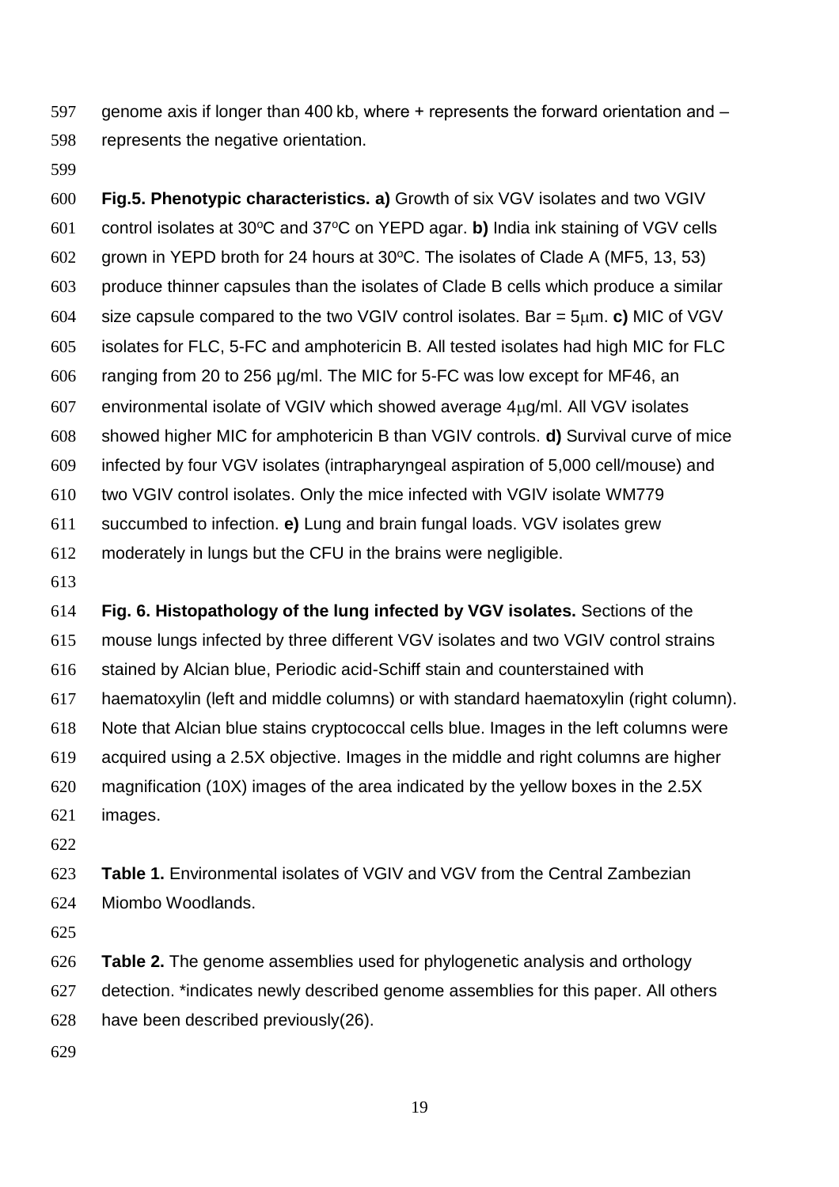genome axis if longer than 400 kb, where + represents the forward orientation and – represents the negative orientation.

**Fig.5. Phenotypic characteristics. a)** Growth of six VGV isolates and two VGIV control isolates at 30°C and 37°C on YEPD agar. **b)** India ink staining of VGV cells grown in YEPD broth for 24 hours at 30°C. The isolates of Clade A (MF5, 13, 53) produce thinner capsules than the isolates of Clade B cells which produce a similar size capsule compared to the two VGIV control isolates. Bar = 5μm. **c)** MIC of VGV isolates for FLC, 5-FC and amphotericin B. All tested isolates had high MIC for FLC ranging from 20 to 256 µg/ml. The MIC for 5-FC was low except for MF46, an environmental isolate of VGIV which showed average 4μg/ml. All VGV isolates showed higher MIC for amphotericin B than VGIV controls. **d)** Survival curve of mice infected by four VGV isolates (intrapharyngeal aspiration of 5,000 cell/mouse) and two VGIV control isolates. Only the mice infected with VGIV isolate WM779 succumbed to infection. **e)** Lung and brain fungal loads. VGV isolates grew moderately in lungs but the CFU in the brains were negligible.

**Fig. 6. Histopathology of the lung infected by VGV isolates.** Sections of the mouse lungs infected by three different VGV isolates and two VGIV control strains stained by Alcian blue, Periodic acid-Schiff stain and counterstained with haematoxylin (left and middle columns) or with standard haematoxylin (right column). Note that Alcian blue stains cryptococcal cells blue. Images in the left columns were acquired using a 2.5X objective. Images in the middle and right columns are higher magnification (10X) images of the area indicated by the yellow boxes in the 2.5X images.

**Table 1.** Environmental isolates of VGIV and VGV from the Central Zambezian Miombo Woodlands.

**Table 2.** The genome assemblies used for phylogenetic analysis and orthology detection. *indicates newly described genome assemblies for this paper. All others have been described previously(26).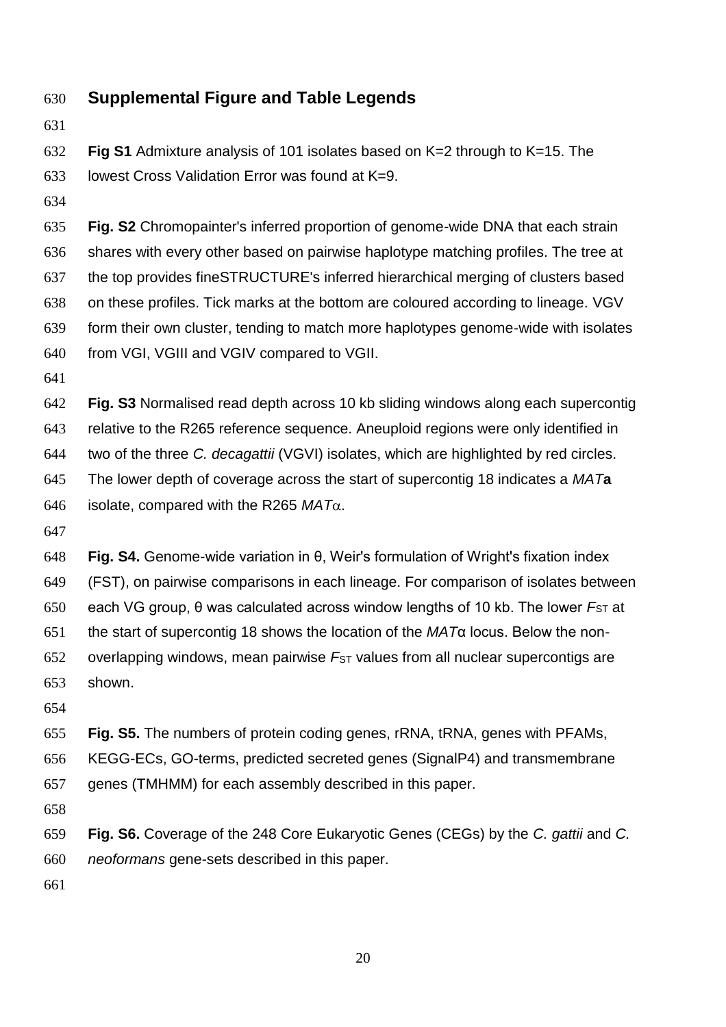## Supplemental Figure and Table Legends

**Fig S1** Admixture analysis of 101 isolates based on K=2 through to K=15. The lowest Cross Validation Error was found at K=9.

**Fig. S2** Chromopainter's inferred proportion of genome-wide DNA that each strain shares with every other based on pairwise haplotype matching profiles. The tree at the top provides fineSTRUCTURE's inferred hierarchical merging of clusters based on these profiles. Tick marks at the bottom are coloured according to lineage. VGV form their own cluster, tending to match more haplotypes genome-wide with isolates from VGI, VGIII and VGIV compared to VGII.

**Fig. S3** Normalised read depth across 10 kb sliding windows along each supercontig relative to the R265 reference sequence. Aneuploid regions were only identified in two of the three *C. decagattii* (VGVI) isolates, which are highlighted by red circles. The lower depth of coverage across the start of supercontig 18 indicates a *MAT***a** isolate, compared with the R265 *MAT*$\alpha$.

**Fig. S4.** Genome-wide variation in θ, Weir's formulation of Wright's fixation index (FST), on pairwise comparisons in each lineage. For comparison of isolates between each VG group, θ was calculated across window lengths of 10 kb. The lower $F_{ST}$ at the start of supercontig 18 shows the location of the *MAT*α locus. Below the non-overlapping windows, mean pairwise $F_{ST}$ values from all nuclear supercontigs are shown.

**Fig. S5.** The numbers of protein coding genes, rRNA, tRNA, genes with PFAMs, KEGG-ECs, GO-terms, predicted secreted genes (SignalP4) and transmembrane genes (TMHMM) for each assembly described in this paper.

**Fig. S6.** Coverage of the 248 Core Eukaryotic Genes (CEGs) by the *C. gattii* and *C. neoformans* gene-sets described in this paper.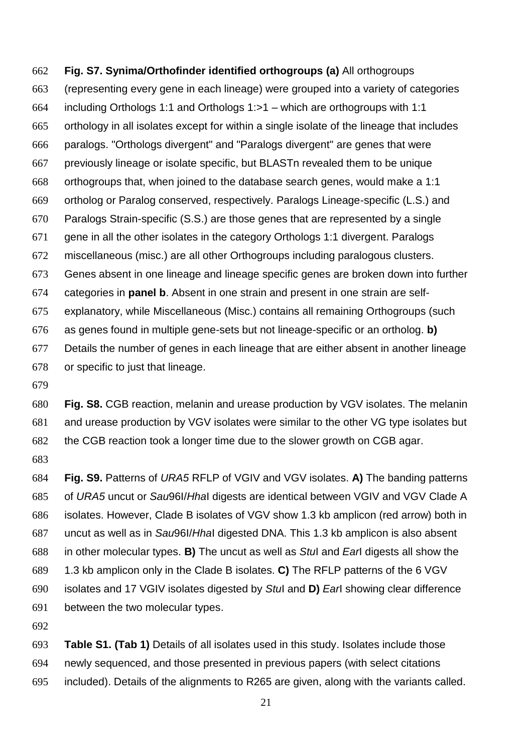**Fig. S7. Synima/Orthofinder identified orthogroups (a)** All orthogroups (representing every gene in each lineage) were grouped into a variety of categories including Orthologs 1:1 and Orthologs 1:>1 – which are orthogroups with 1:1 orthology in all isolates except for within a single isolate of the lineage that includes paralogs. "Orthologs divergent" and "Paralogs divergent" are genes that were previously lineage or isolate specific, but BLASTn revealed them to be unique orthogroups that, when joined to the database search genes, would make a 1:1 ortholog or Paralog conserved, respectively. Paralogs Lineage-specific (L.S.) and Paralogs Strain-specific (S.S.) are those genes that are represented by a single gene in all the other isolates in the category Orthologs 1:1 divergent. Paralogs miscellaneous (misc.) are all other Orthogroups including paralogous clusters. Genes absent in one lineage and lineage specific genes are broken down into further categories in **panel b**. Absent in one strain and present in one strain are self-explanatory, while Miscellaneous (Misc.) contains all remaining Orthogroups (such as genes found in multiple gene-sets but not lineage-specific or an ortholog. **b)** Details the number of genes in each lineage that are either absent in another lineage or specific to just that lineage.

**Fig. S8.** CGB reaction, melanin and urease production by VGV isolates. The melanin and urease production by VGV isolates were similar to the other VG type isolates but the CGB reaction took a longer time due to the slower growth on CGB agar.

**Fig. S9.** Patterns of *URA5* RFLP of VGIV and VGV isolates. **A)** The banding patterns of *URA5* uncut or *Sau*96I/*Hha*I digests are identical between VGIV and VGV Clade A isolates. However, Clade B isolates of VGV show 1.3 kb amplicon (red arrow) both in uncut as well as in *Sau*96I/*Hha*I digested DNA. This 1.3 kb amplicon is also absent in other molecular types. **B)** The uncut as well as *Stu*I and *Ear*I digests all show the 1.3 kb amplicon only in the Clade B isolates. **C)** The RFLP patterns of the 6 VGV isolates and 17 VGIV isolates digested by *Stu*I and **D)** *Ear*I showing clear difference between the two molecular types.

**Table S1. (Tab 1)** Details of all isolates used in this study. Isolates include those newly sequenced, and those presented in previous papers (with select citations included). Details of the alignments to R265 are given, along with the variants called.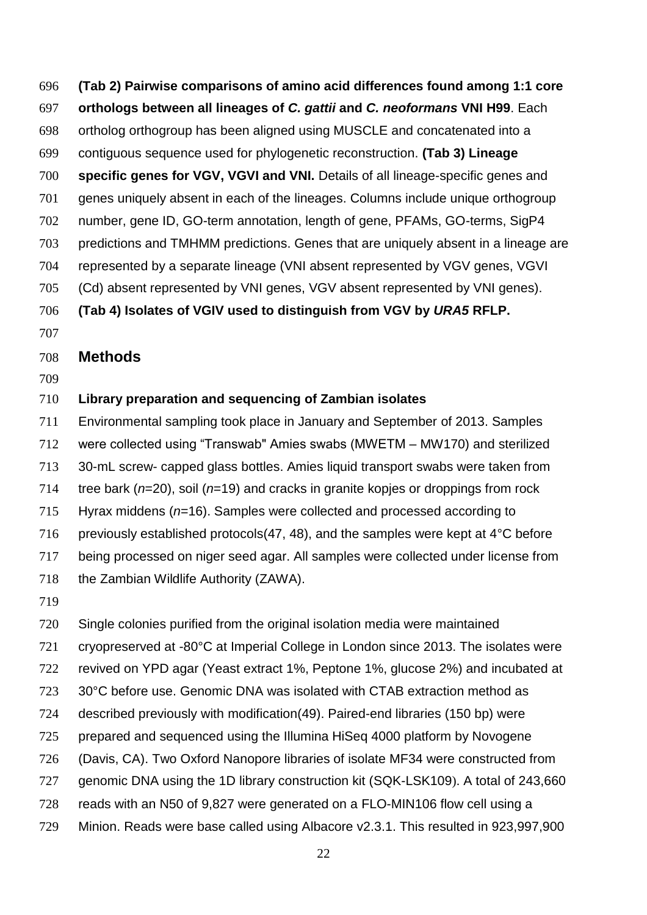**(Tab 2) Pairwise comparisons of amino acid differences found among 1:1 core orthologs between all lineages of *C. gattii* and *C. neoformans* VNI H99**. Each ortholog orthogroup has been aligned using MUSCLE and concatenated into a contiguous sequence used for phylogenetic reconstruction. **(Tab 3) Lineage specific genes for VGV, VGVI and VNI.** Details of all lineage-specific genes and genes uniquely absent in each of the lineages. Columns include unique orthogroup number, gene ID, GO-term annotation, length of gene, PFAMs, GO-terms, SigP4 predictions and TMHMM predictions. Genes that are uniquely absent in a lineage are represented by a separate lineage (VNI absent represented by VGV genes, VGVI (Cd) absent represented by VNI genes, VGV absent represented by VNI genes). **(Tab 4) Isolates of VGIV used to distinguish from VGV by *URA5* RFLP.**

## Methods

**Library preparation and sequencing of Zambian isolates**

Environmental sampling took place in January and September of 2013. Samples were collected using "Transwab" Amies swabs (MWETM – MW170) and sterilized 30-mL screw- capped glass bottles. Amies liquid transport swabs were taken from tree bark (*n*=20), soil (*n*=19) and cracks in granite kopjes or droppings from rock Hyrax middens (*n*=16). Samples were collected and processed according to previously established protocols(47, 48), and the samples were kept at 4°C before being processed on niger seed agar. All samples were collected under license from the Zambian Wildlife Authority (ZAWA).

Single colonies purified from the original isolation media were maintained cryopreserved at -80°C at Imperial College in London since 2013. The isolates were revived on YPD agar (Yeast extract 1%, Peptone 1%, glucose 2%) and incubated at 30°C before use. Genomic DNA was isolated with CTAB extraction method as described previously with modification(49). Paired-end libraries (150 bp) were prepared and sequenced using the Illumina HiSeq 4000 platform by Novogene (Davis, CA). Two Oxford Nanopore libraries of isolate MF34 were constructed from genomic DNA using the 1D library construction kit (SQK-LSK109). A total of 243,660 reads with an N50 of 9,827 were generated on a FLO-MIN106 flow cell using a Minion. Reads were base called using Albacore v2.3.1. This resulted in 923,997,900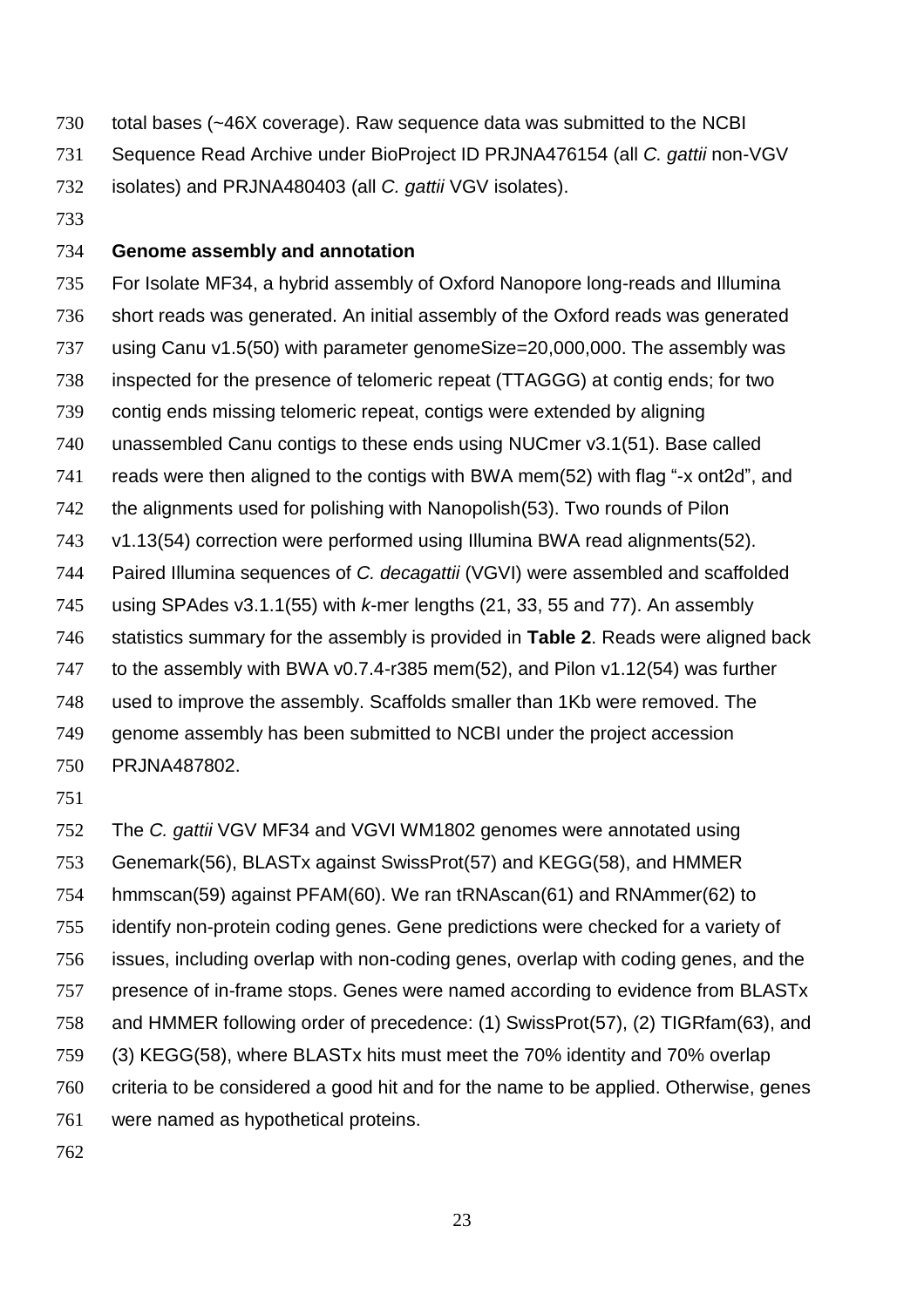total bases (~46X coverage). Raw sequence data was submitted to the NCBI Sequence Read Archive under BioProject ID PRJNA476154 (all *C. gattii* non-VGV isolates) and PRJNA480403 (all *C. gattii* VGV isolates).

**Genome assembly and annotation**

For Isolate MF34, a hybrid assembly of Oxford Nanopore long-reads and Illumina short reads was generated. An initial assembly of the Oxford reads was generated using Canu v1.5(50) with parameter genomeSize=20,000,000. The assembly was inspected for the presence of telomeric repeat (TTAGGG) at contig ends; for two contig ends missing telomeric repeat, contigs were extended by aligning unassembled Canu contigs to these ends using NUCmer v3.1(51). Base called reads were then aligned to the contigs with BWA mem(52) with flag "-x ont2d", and the alignments used for polishing with Nanopolish(53). Two rounds of Pilon v1.13(54) correction were performed using Illumina BWA read alignments(52). Paired Illumina sequences of *C. decagattii* (VGVI) were assembled and scaffolded using SPAdes v3.1.1(55) with *k*-mer lengths (21, 33, 55 and 77). An assembly statistics summary for the assembly is provided in **Table 2**. Reads were aligned back to the assembly with BWA v0.7.4-r385 mem(52), and Pilon v1.12(54) was further used to improve the assembly. Scaffolds smaller than 1Kb were removed. The genome assembly has been submitted to NCBI under the project accession PRJNA487802.

The *C. gattii* VGV MF34 and VGVI WM1802 genomes were annotated using Genemark(56), BLASTx against SwissProt(57) and KEGG(58), and HMMER hmmscan(59) against PFAM(60). We ran tRNAscan(61) and RNAmmer(62) to identify non-protein coding genes. Gene predictions were checked for a variety of issues, including overlap with non-coding genes, overlap with coding genes, and the presence of in-frame stops. Genes were named according to evidence from BLASTx and HMMER following order of precedence: (1) SwissProt(57), (2) TIGRfam(63), and (3) KEGG(58), where BLASTx hits must meet the 70% identity and 70% overlap criteria to be considered a good hit and for the name to be applied. Otherwise, genes were named as hypothetical proteins.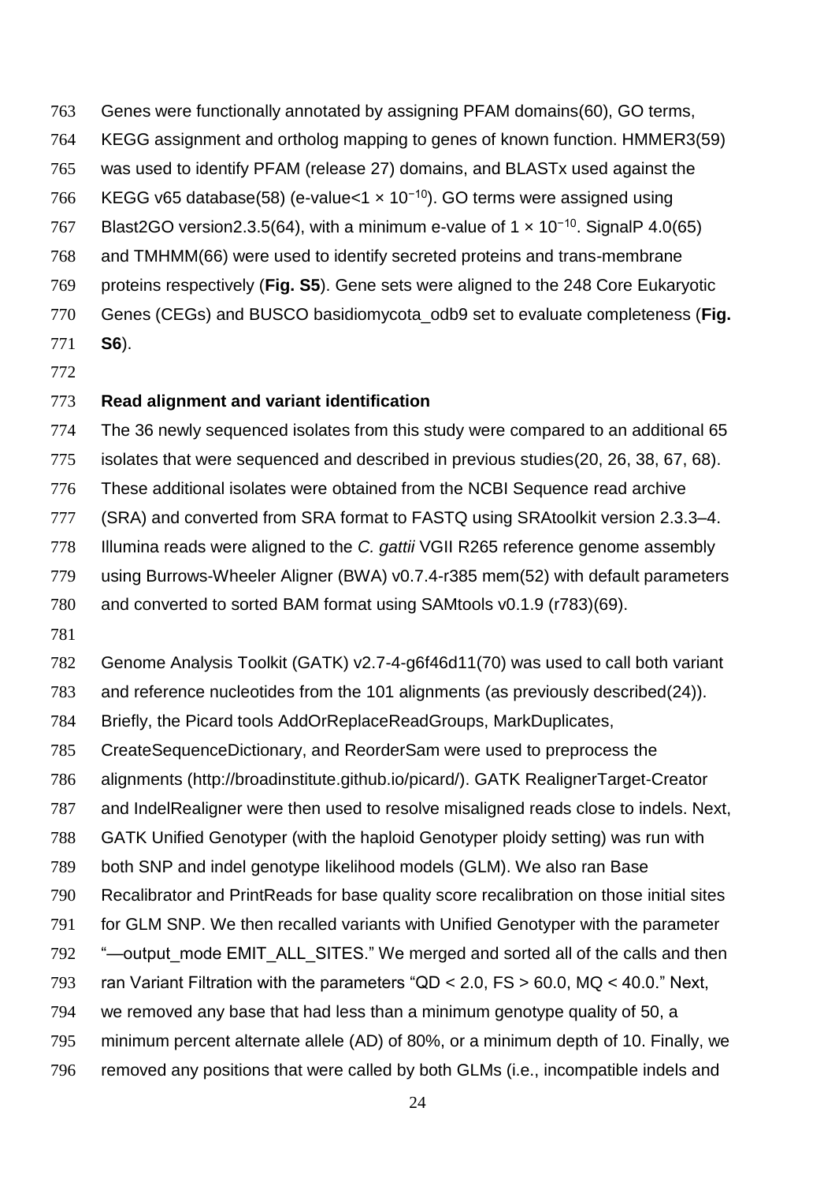Genes were functionally annotated by assigning PFAM domains(60), GO terms, KEGG assignment and ortholog mapping to genes of known function. HMMER3(59) was used to identify PFAM (release 27) domains, and BLASTx used against the KEGG v65 database(58) (e-value<$1 \times 10^{-10}$). GO terms were assigned using Blast2GO version2.3.5(64), with a minimum e-value of $1 \times 10^{-10}$. SignalP 4.0(65) and TMHMM(66) were used to identify secreted proteins and trans-membrane proteins respectively (**Fig. S5**). Gene sets were aligned to the 248 Core Eukaryotic Genes (CEGs) and BUSCO basidiomycota_odb9 set to evaluate completeness (**Fig. S6**).

**Read alignment and variant identification**

The 36 newly sequenced isolates from this study were compared to an additional 65 isolates that were sequenced and described in previous studies(20, 26, 38, 67, 68). These additional isolates were obtained from the NCBI Sequence read archive (SRA) and converted from SRA format to FASTQ using SRAtoolkit version 2.3.3–4. Illumina reads were aligned to the *C. gattii* VGII R265 reference genome assembly using Burrows-Wheeler Aligner (BWA) v0.7.4-r385 mem(52) with default parameters and converted to sorted BAM format using SAMtools v0.1.9 (r783)(69).

Genome Analysis Toolkit (GATK) v2.7-4-g6f46d11(70) was used to call both variant and reference nucleotides from the 101 alignments (as previously described(24)). Briefly, the Picard tools AddOrReplaceReadGroups, MarkDuplicates, CreateSequenceDictionary, and ReorderSam were used to preprocess the alignments (http://broadinstitute.github.io/picard/). GATK RealignerTarget-Creator and IndelRealigner were then used to resolve misaligned reads close to indels. Next, GATK Unified Genotyper (with the haploid Genotyper ploidy setting) was run with both SNP and indel genotype likelihood models (GLM). We also ran Base Recalibrator and PrintReads for base quality score recalibration on those initial sites for GLM SNP. We then recalled variants with Unified Genotyper with the parameter "—output_mode EMIT_ALL_SITES." We merged and sorted all of the calls and then ran Variant Filtration with the parameters "QD < 2.0, FS > 60.0, MQ < 40.0." Next, we removed any base that had less than a minimum genotype quality of 50, a minimum percent alternate allele (AD) of 80%, or a minimum depth of 10. Finally, we removed any positions that were called by both GLMs (i.e., incompatible indels and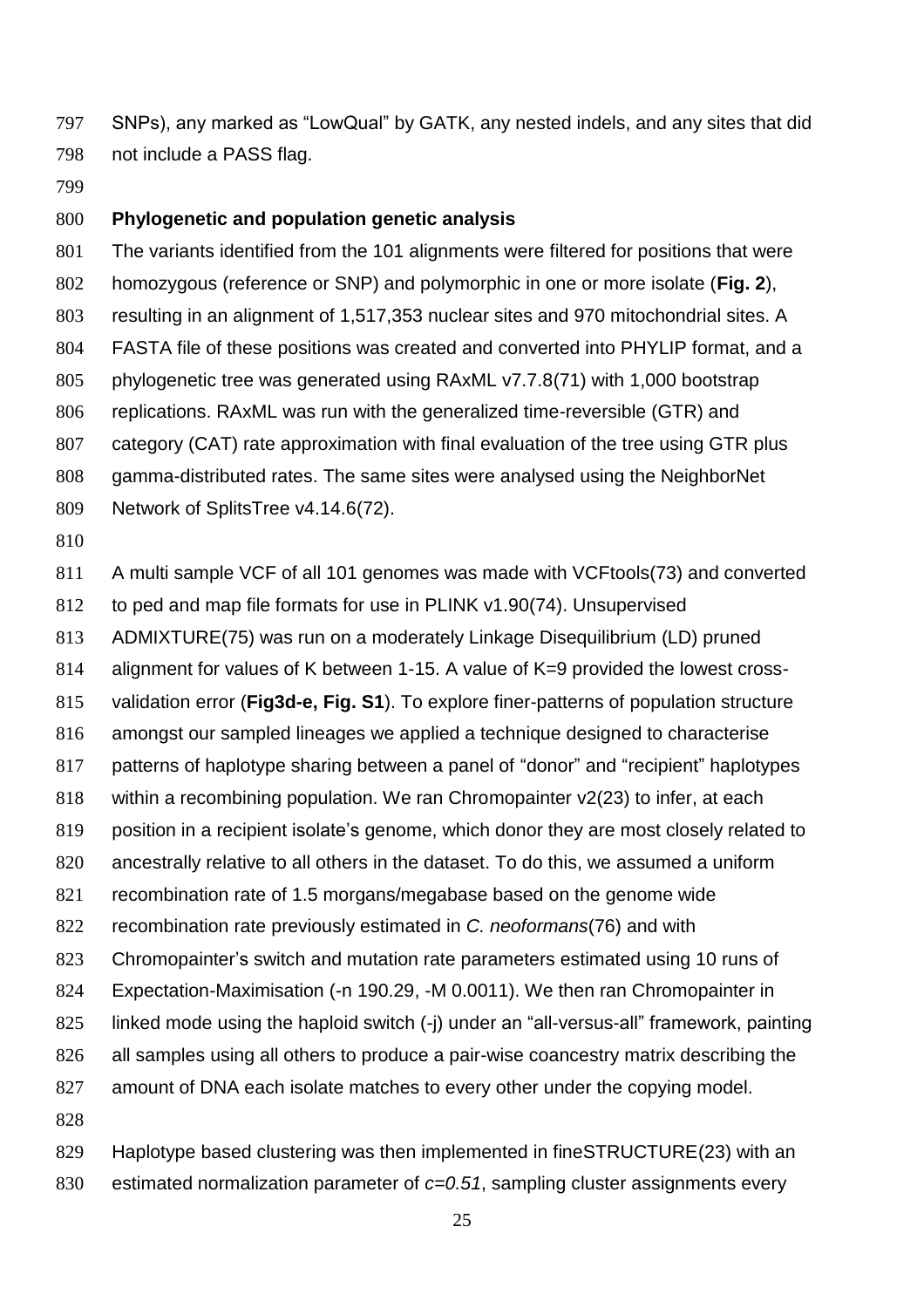SNPs), any marked as "LowQual" by GATK, any nested indels, and any sites that did not include a PASS flag.

### Phylogenetic and population genetic analysis

The variants identified from the 101 alignments were filtered for positions that were homozygous (reference or SNP) and polymorphic in one or more isolate (**Fig. 2**), resulting in an alignment of 1,517,353 nuclear sites and 970 mitochondrial sites. A FASTA file of these positions was created and converted into PHYLIP format, and a phylogenetic tree was generated using RAxML v7.7.8(71) with 1,000 bootstrap replications. RAxML was run with the generalized time-reversible (GTR) and category (CAT) rate approximation with final evaluation of the tree using GTR plus gamma-distributed rates. The same sites were analysed using the NeighborNet Network of SplitsTree v4.14.6(72).

A multi sample VCF of all 101 genomes was made with VCFtools(73) and converted to ped and map file formats for use in PLINK v1.90(74). Unsupervised ADMIXTURE(75) was run on a moderately Linkage Disequilibrium (LD) pruned alignment for values of K between 1-15. A value of K=9 provided the lowest cross-validation error (**Fig3d-e, Fig. S1**). To explore finer-patterns of population structure amongst our sampled lineages we applied a technique designed to characterise patterns of haplotype sharing between a panel of "donor" and "recipient" haplotypes within a recombining population. We ran Chromopainter v2(23) to infer, at each position in a recipient isolate's genome, which donor they are most closely related to ancestrally relative to all others in the dataset. To do this, we assumed a uniform recombination rate of 1.5 morgans/megabase based on the genome wide recombination rate previously estimated in *C. neoformans*(76) and with Chromopainter's switch and mutation rate parameters estimated using 10 runs of Expectation-Maximisation (-n 190.29, -M 0.0011). We then ran Chromopainter in linked mode using the haploid switch (-j) under an "all-versus-all" framework, painting all samples using all others to produce a pair-wise coancestry matrix describing the amount of DNA each isolate matches to every other under the copying model.

Haplotype based clustering was then implemented in fineSTRUCTURE(23) with an estimated normalization parameter of $c=0.51$, sampling cluster assignments every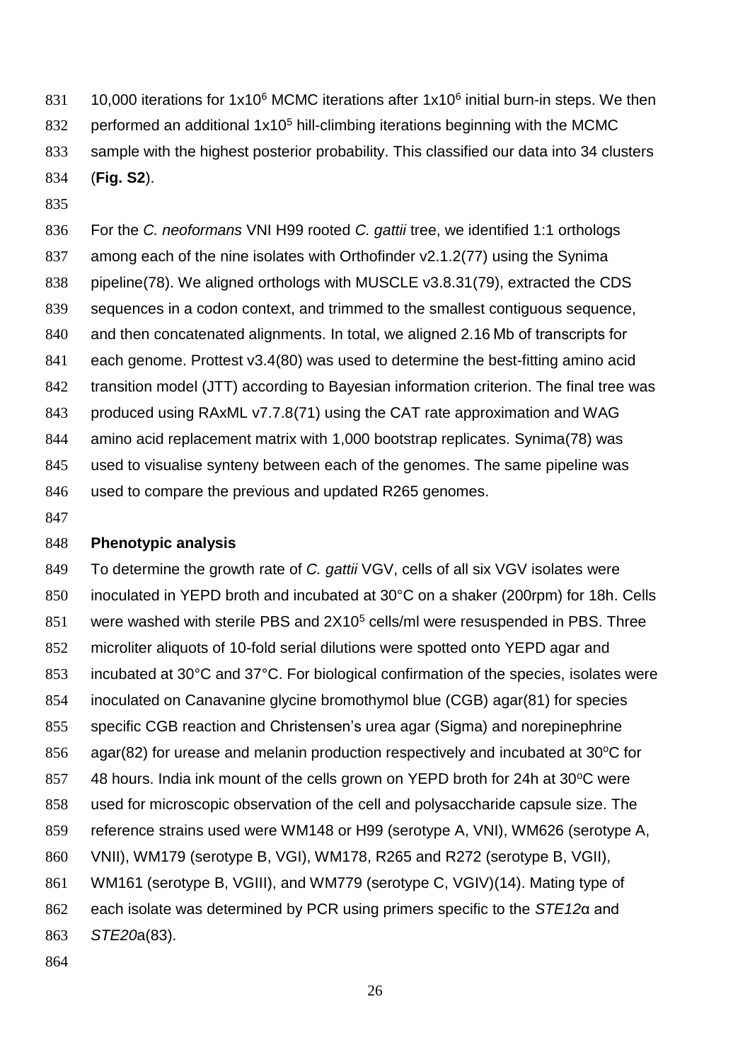10,000 iterations for $1 \times 10^6$ MCMC iterations after $1 \times 10^6$ initial burn-in steps. We then performed an additional $1 \times 10^5$ hill-climbing iterations beginning with the MCMC sample with the highest posterior probability. This classified our data into 34 clusters (**Fig. S2**).

For the *C. neoformans* VNI H99 rooted *C. gattii* tree, we identified 1:1 orthologs among each of the nine isolates with Orthofinder v2.1.2(77) using the Synima pipeline(78). We aligned orthologs with MUSCLE v3.8.31(79), extracted the CDS sequences in a codon context, and trimmed to the smallest contiguous sequence, and then concatenated alignments. In total, we aligned 2.16 Mb of transcripts for each genome. Prottest v3.4(80) was used to determine the best-fitting amino acid transition model (JTT) according to Bayesian information criterion. The final tree was produced using RAxML v7.7.8(71) using the CAT rate approximation and WAG amino acid replacement matrix with 1,000 bootstrap replicates. Synima(78) was used to visualise synteny between each of the genomes. The same pipeline was used to compare the previous and updated R265 genomes.

**Phenotypic analysis**

To determine the growth rate of *C. gattii* VGV, cells of all six VGV isolates were inoculated in YEPD broth and incubated at 30°C on a shaker (200rpm) for 18h. Cells were washed with sterile PBS and $2 \times 10^5$ cells/ml were resuspended in PBS. Three microliter aliquots of 10-fold serial dilutions were spotted onto YEPD agar and incubated at 30°C and 37°C. For biological confirmation of the species, isolates were inoculated on Canavanine glycine bromothymol blue (CGB) agar(81) for species specific CGB reaction and Christensen's urea agar (Sigma) and norepinephrine agar(82) for urease and melanin production respectively and incubated at 30°C for 48 hours. India ink mount of the cells grown on YEPD broth for 24h at 30°C were used for microscopic observation of the cell and polysaccharide capsule size. The reference strains used were WM148 or H99 (serotype A, VNI), WM626 (serotype A, VNII), WM179 (serotype B, VGI), WM178, R265 and R272 (serotype B, VGII), WM161 (serotype B, VGIII), and WM779 (serotype C, VGIV)(14). Mating type of each isolate was determined by PCR using primers specific to the *STE12*α and *STE20*a(83).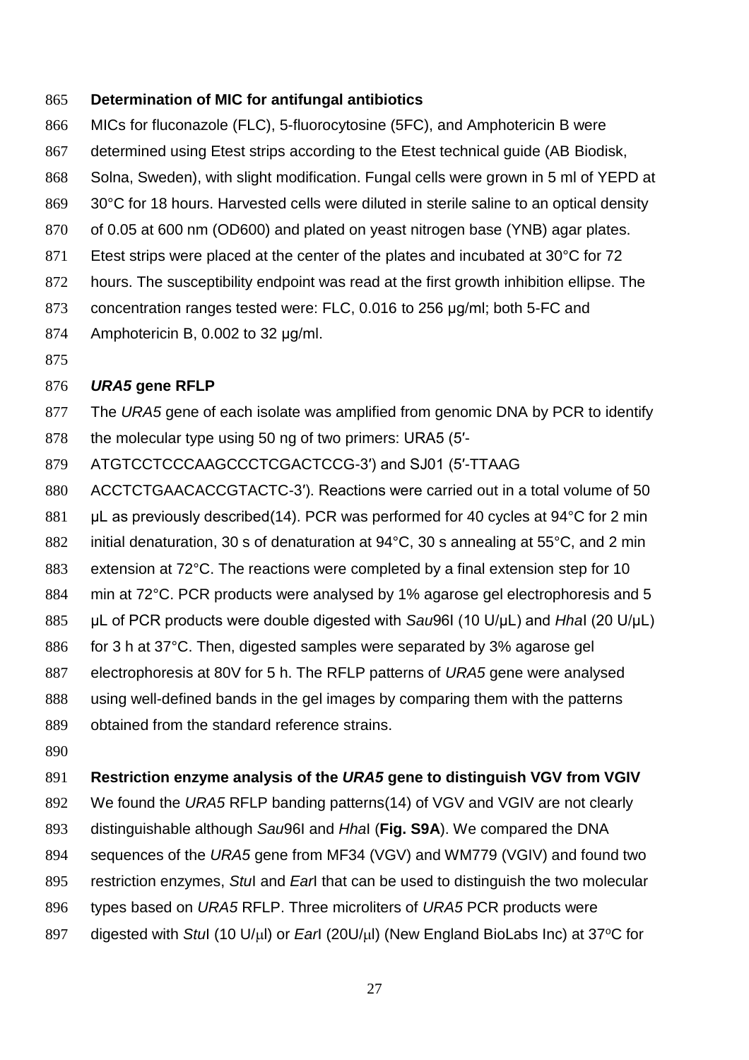**Determination of MIC for antifungal antibiotics**

MICs for fluconazole (FLC), 5-fluorocytosine (5FC), and Amphotericin B were determined using Etest strips according to the Etest technical guide (AB Biodisk, Solna, Sweden), with slight modification. Fungal cells were grown in 5 ml of YEPD at 30°C for 18 hours. Harvested cells were diluted in sterile saline to an optical density of 0.05 at 600 nm (OD600) and plated on yeast nitrogen base (YNB) agar plates. Etest strips were placed at the center of the plates and incubated at 30°C for 72 hours. The susceptibility endpoint was read at the first growth inhibition ellipse. The concentration ranges tested were: FLC, 0.016 to 256 μg/ml; both 5-FC and Amphotericin B, 0.002 to 32 μg/ml.

***URA5* gene RFLP**

The *URA5* gene of each isolate was amplified from genomic DNA by PCR to identify the molecular type using 50 ng of two primers: URA5 (5′-ATGTCCTCCCAAGCCCTCGACTCCG-3′) and SJ01 (5′-TTAAG ACCTCTGAACACCGTACTC-3′). Reactions were carried out in a total volume of 50 μL as previously described(14). PCR was performed for 40 cycles at 94°C for 2 min initial denaturation, 30 s of denaturation at 94°C, 30 s annealing at 55°C, and 2 min extension at 72°C. The reactions were completed by a final extension step for 10 min at 72°C. PCR products were analysed by 1% agarose gel electrophoresis and 5 μL of PCR products were double digested with *Sau*96I (10 U/μL) and *Hha*I (20 U/μL) for 3 h at 37°C. Then, digested samples were separated by 3% agarose gel electrophoresis at 80V for 5 h. The RFLP patterns of *URA5* gene were analysed using well-defined bands in the gel images by comparing them with the patterns obtained from the standard reference strains.

**Restriction enzyme analysis of the *URA5* gene to distinguish VGV from VGIV**

We found the *URA5* RFLP banding patterns(14) of VGV and VGIV are not clearly distinguishable although *Sau*96I and *Hha*I (**Fig. S9A**). We compared the DNA sequences of the *URA5* gene from MF34 (VGV) and WM779 (VGIV) and found two restriction enzymes, *Stu*I and *Ear*I that can be used to distinguish the two molecular types based on *URA5* RFLP. Three microliters of *URA5* PCR products were digested with *Stu*I (10 U/μl) or *Ear*I (20U/μl) (New England BioLabs Inc) at 37°C for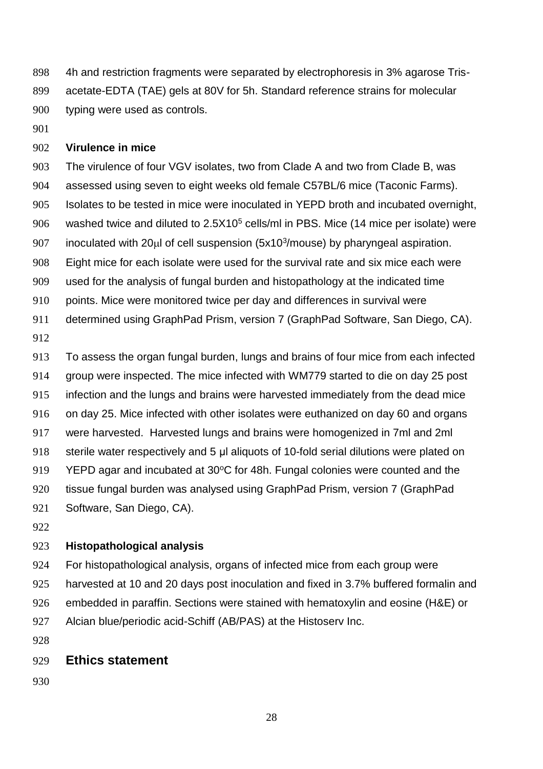4h and restriction fragments were separated by electrophoresis in 3% agarose Tris-acetate-EDTA (TAE) gels at 80V for 5h. Standard reference strains for molecular typing were used as controls.

**Virulence in mice**

The virulence of four VGV isolates, two from Clade A and two from Clade B, was assessed using seven to eight weeks old female C57BL/6 mice (Taconic Farms). Isolates to be tested in mice were inoculated in YEPD broth and incubated overnight, washed twice and diluted to $2.5 \times 10^5$ cells/ml in PBS. Mice (14 mice per isolate) were inoculated with 20μl of cell suspension ($5 \times 10^3$/mouse) by pharyngeal aspiration. Eight mice for each isolate were used for the survival rate and six mice each were used for the analysis of fungal burden and histopathology at the indicated time points. Mice were monitored twice per day and differences in survival were determined using GraphPad Prism, version 7 (GraphPad Software, San Diego, CA).

To assess the organ fungal burden, lungs and brains of four mice from each infected group were inspected. The mice infected with WM779 started to die on day 25 post infection and the lungs and brains were harvested immediately from the dead mice on day 25. Mice infected with other isolates were euthanized on day 60 and organs were harvested. Harvested lungs and brains were homogenized in 7ml and 2ml sterile water respectively and 5 μl aliquots of 10-fold serial dilutions were plated on YEPD agar and incubated at 30°C for 48h. Fungal colonies were counted and the tissue fungal burden was analysed using GraphPad Prism, version 7 (GraphPad Software, San Diego, CA).

**Histopathological analysis**

For histopathological analysis, organs of infected mice from each group were harvested at 10 and 20 days post inoculation and fixed in 3.7% buffered formalin and embedded in paraffin. Sections were stained with hematoxylin and eosine (H&E) or Alcian blue/periodic acid-Schiff (AB/PAS) at the Histoserv Inc.

## Ethics statement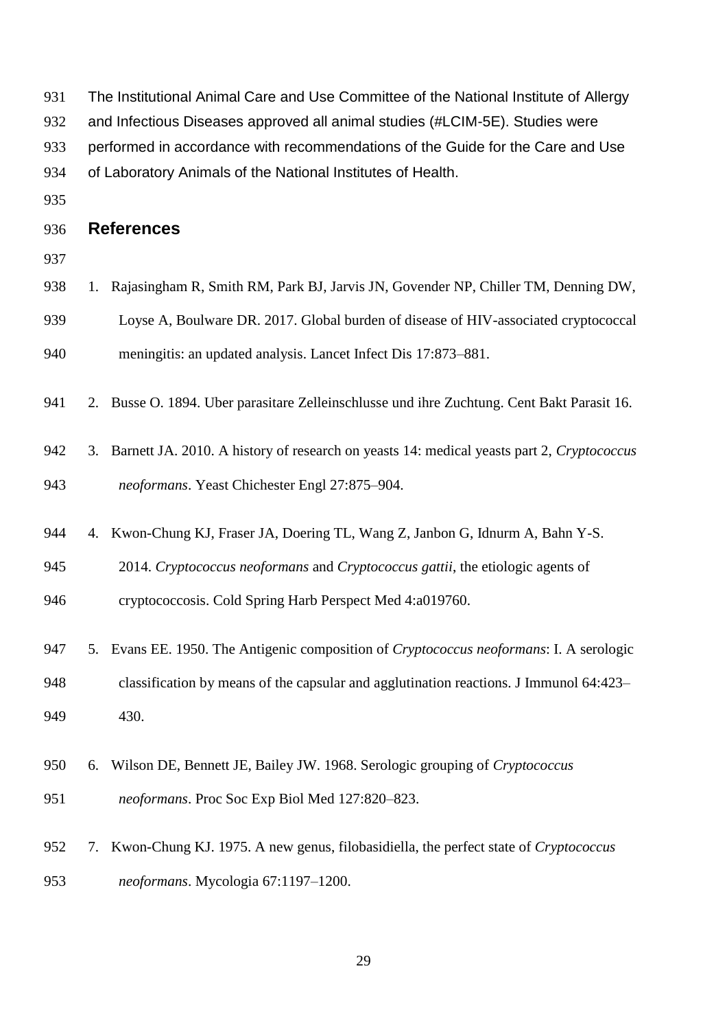The Institutional Animal Care and Use Committee of the National Institute of Allergy and Infectious Diseases approved all animal studies (#LCIM-5E). Studies were performed in accordance with recommendations of the Guide for the Care and Use of Laboratory Animals of the National Institutes of Health.

## References

1. Rajasingham R, Smith RM, Park BJ, Jarvis JN, Govender NP, Chiller TM, Denning DW, Loyse A, Boulware DR. 2017. Global burden of disease of HIV-associated cryptococcal meningitis: an updated analysis. Lancet Infect Dis 17:873–881.
2. Busse O. 1894. Uber parasitare Zelleinschlusse und ihre Zuchtung. Cent Bakt Parasit 16.
3. Barnett JA. 2010. A history of research on yeasts 14: medical yeasts part 2, *Cryptococcus neoformans*. Yeast Chichester Engl 27:875–904.
4. Kwon-Chung KJ, Fraser JA, Doering TL, Wang Z, Janbon G, Idnurm A, Bahn Y-S. 2014. *Cryptococcus neoformans* and *Cryptococcus gattii*, the etiologic agents of cryptococcosis. Cold Spring Harb Perspect Med 4:a019760.
5. Evans EE. 1950. The Antigenic composition of *Cryptococcus neoformans*: I. A serologic classification by means of the capsular and agglutination reactions. J Immunol 64:423–430.
6. Wilson DE, Bennett JE, Bailey JW. 1968. Serologic grouping of *Cryptococcus neoformans*. Proc Soc Exp Biol Med 127:820–823.
7. Kwon-Chung KJ. 1975. A new genus, filobasidiella, the perfect state of *Cryptococcus neoformans*. Mycologia 67:1197–1200.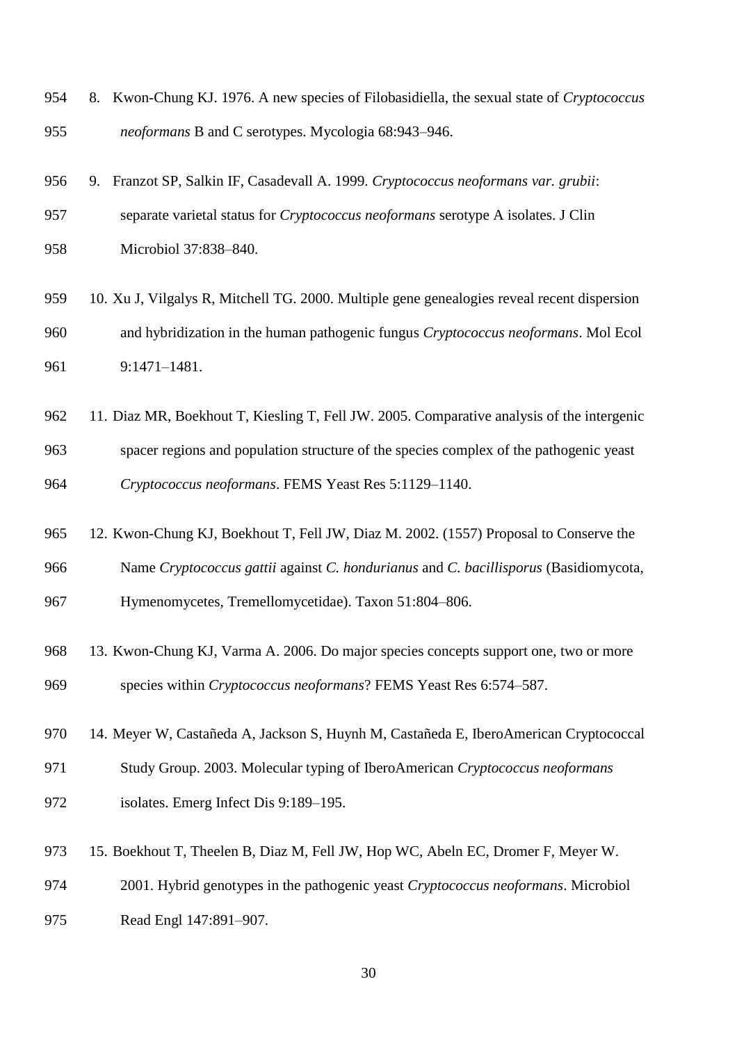8. Kwon-Chung KJ. 1976. A new species of Filobasidiella, the sexual state of *Cryptococcus neoformans* B and C serotypes. Mycologia 68:943–946.

9. Franzot SP, Salkin IF, Casadevall A. 1999. *Cryptococcus neoformans var. grubii*: separate varietal status for *Cryptococcus neoformans* serotype A isolates. J Clin Microbiol 37:838–840.

10. Xu J, Vilgalys R, Mitchell TG. 2000. Multiple gene genealogies reveal recent dispersion and hybridization in the human pathogenic fungus *Cryptococcus neoformans*. Mol Ecol 9:1471–1481.

11. Diaz MR, Boekhout T, Kiesling T, Fell JW. 2005. Comparative analysis of the intergenic spacer regions and population structure of the species complex of the pathogenic yeast *Cryptococcus neoformans*. FEMS Yeast Res 5:1129–1140.

12. Kwon-Chung KJ, Boekhout T, Fell JW, Diaz M. 2002. (1557) Proposal to Conserve the Name *Cryptococcus gattii* against *C. hondurianus* and *C. bacillisporus* (Basidiomycota, Hymenomycetes, Tremellomycetidae). Taxon 51:804–806.

13. Kwon-Chung KJ, Varma A. 2006. Do major species concepts support one, two or more species within *Cryptococcus neoformans*? FEMS Yeast Res 6:574–587.

14. Meyer W, Castañeda A, Jackson S, Huynh M, Castañeda E, IberoAmerican Cryptococcal Study Group. 2003. Molecular typing of IberoAmerican *Cryptococcus neoformans* isolates. Emerg Infect Dis 9:189–195.

15. Boekhout T, Theelen B, Diaz M, Fell JW, Hop WC, Abeln EC, Dromer F, Meyer W. 2001. Hybrid genotypes in the pathogenic yeast *Cryptococcus neoformans*. Microbiol Read Engl 147:891–907.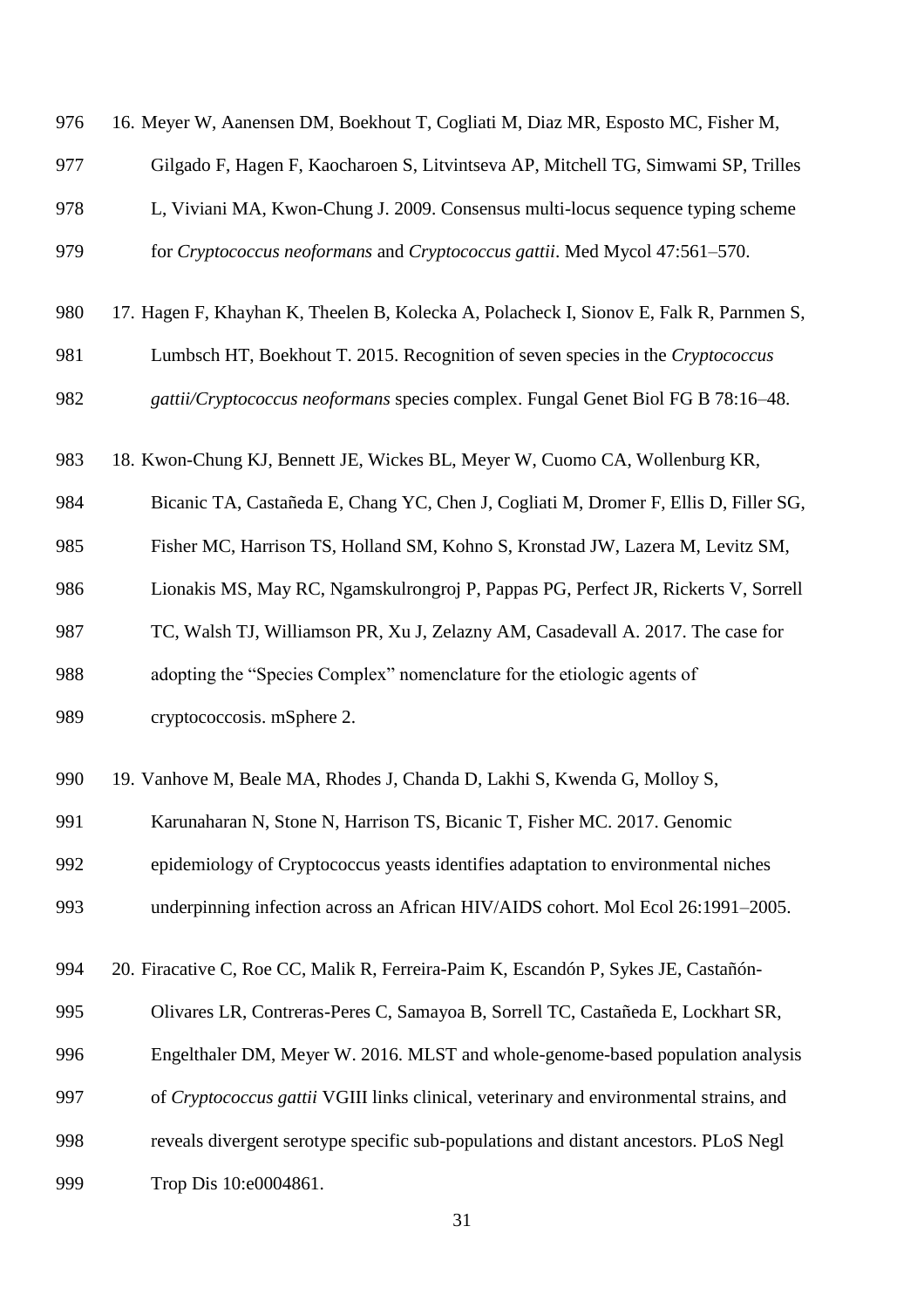16. Meyer W, Aanensen DM, Boekhout T, Cogliati M, Diaz MR, Esposto MC, Fisher M, Gilgado F, Hagen F, Kaocharoen S, Litvintseva AP, Mitchell TG, Simwami SP, Trilles L, Viviani MA, Kwon-Chung J. 2009. Consensus multi-locus sequence typing scheme for *Cryptococcus neoformans* and *Cryptococcus gattii*. Med Mycol 47:561–570.

17. Hagen F, Khayhan K, Theelen B, Kolecka A, Polacheck I, Sionov E, Falk R, Parnmen S, Lumbsch HT, Boekhout T. 2015. Recognition of seven species in the *Cryptococcus gattii/Cryptococcus neoformans* species complex. Fungal Genet Biol FG B 78:16–48.

18. Kwon-Chung KJ, Bennett JE, Wickes BL, Meyer W, Cuomo CA, Wollenburg KR, Bicanic TA, Castañeda E, Chang YC, Chen J, Cogliati M, Dromer F, Ellis D, Filler SG, Fisher MC, Harrison TS, Holland SM, Kohno S, Kronstad JW, Lazera M, Levitz SM, Lionakis MS, May RC, Ngamskulrongroj P, Pappas PG, Perfect JR, Rickerts V, Sorrell TC, Walsh TJ, Williamson PR, Xu J, Zelazny AM, Casadevall A. 2017. The case for adopting the "Species Complex" nomenclature for the etiologic agents of cryptococcosis. mSphere 2.

19. Vanhove M, Beale MA, Rhodes J, Chanda D, Lakhi S, Kwenda G, Molloy S, Karunaharan N, Stone N, Harrison TS, Bicanic T, Fisher MC. 2017. Genomic epidemiology of Cryptococcus yeasts identifies adaptation to environmental niches underpinning infection across an African HIV/AIDS cohort. Mol Ecol 26:1991–2005.

20. Firacative C, Roe CC, Malik R, Ferreira-Paim K, Escandón P, Sykes JE, Castañón-Olivares LR, Contreras-Peres C, Samayoa B, Sorrell TC, Castañeda E, Lockhart SR, Engelthaler DM, Meyer W. 2016. MLST and whole-genome-based population analysis of *Cryptococcus gattii* VGIII links clinical, veterinary and environmental strains, and reveals divergent serotype specific sub-populations and distant ancestors. PLoS Negl Trop Dis 10:e0004861.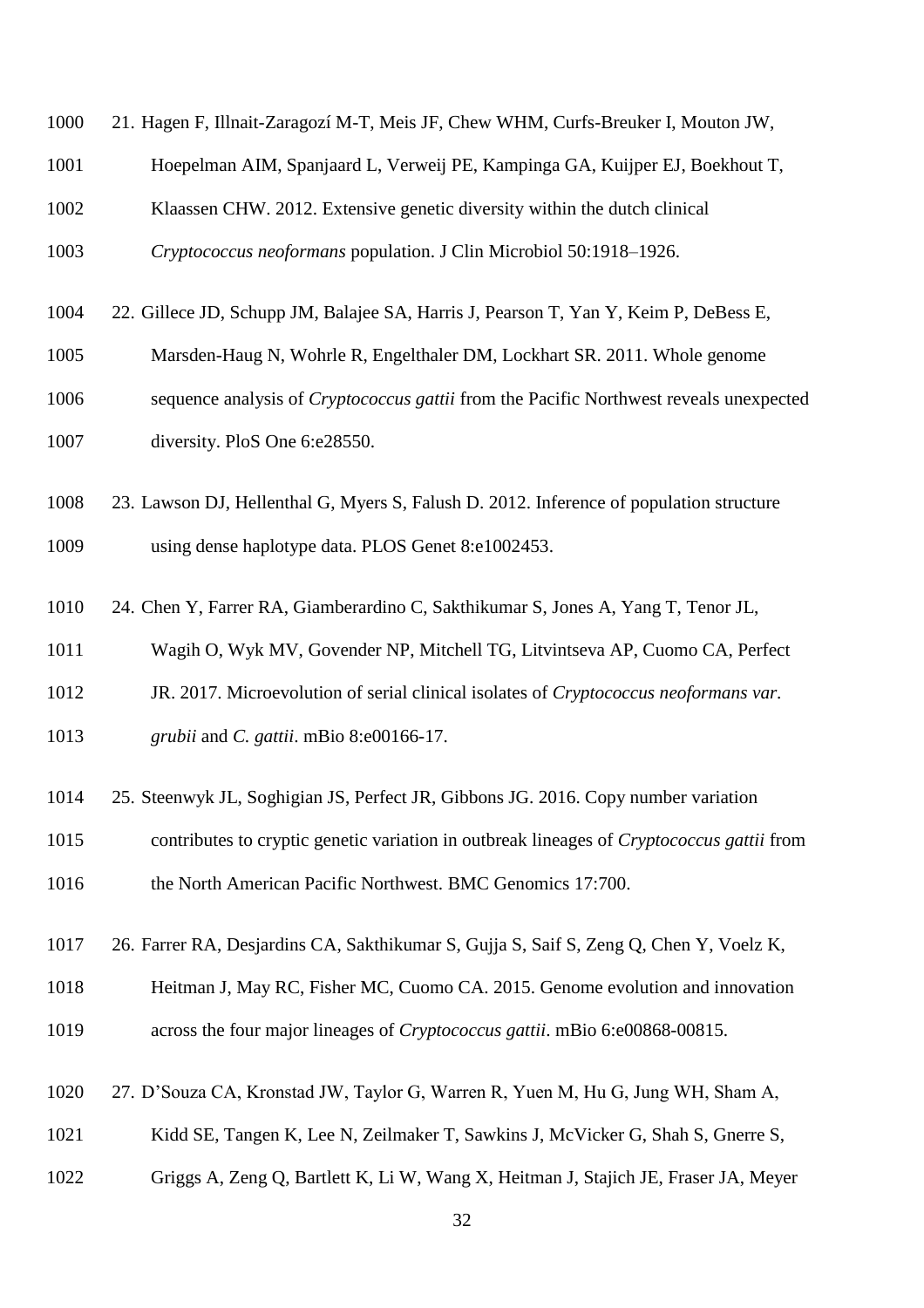21. Hagen F, Illnait-Zaragozí M-T, Meis JF, Chew WHM, Curfs-Breuker I, Mouton JW, Hoepelman AIM, Spanjaard L, Verweij PE, Kampinga GA, Kuijper EJ, Boekhout T, Klaassen CHW. 2012. Extensive genetic diversity within the dutch clinical *Cryptococcus neoformans* population. J Clin Microbiol 50:1918–1926.

22. Gillece JD, Schupp JM, Balajee SA, Harris J, Pearson T, Yan Y, Keim P, DeBess E, Marsden-Haug N, Wohrle R, Engelthaler DM, Lockhart SR. 2011. Whole genome sequence analysis of *Cryptococcus gattii* from the Pacific Northwest reveals unexpected diversity. PloS One 6:e28550.

23. Lawson DJ, Hellenthal G, Myers S, Falush D. 2012. Inference of population structure using dense haplotype data. PLOS Genet 8:e1002453.

24. Chen Y, Farrer RA, Giamberardino C, Sakthikumar S, Jones A, Yang T, Tenor JL, Wagih O, Wyk MV, Govender NP, Mitchell TG, Litvintseva AP, Cuomo CA, Perfect JR. 2017. Microevolution of serial clinical isolates of *Cryptococcus neoformans var. grubii* and *C. gattii*. mBio 8:e00166-17.

25. Steenwyk JL, Soghigian JS, Perfect JR, Gibbons JG. 2016. Copy number variation contributes to cryptic genetic variation in outbreak lineages of *Cryptococcus gattii* from the North American Pacific Northwest. BMC Genomics 17:700.

26. Farrer RA, Desjardins CA, Sakthikumar S, Gujja S, Saif S, Zeng Q, Chen Y, Voelz K, Heitman J, May RC, Fisher MC, Cuomo CA. 2015. Genome evolution and innovation across the four major lineages of *Cryptococcus gattii*. mBio 6:e00868-00815.

27. D'Souza CA, Kronstad JW, Taylor G, Warren R, Yuen M, Hu G, Jung WH, Sham A, Kidd SE, Tangen K, Lee N, Zeilmaker T, Sawkins J, McVicker G, Shah S, Gnerre S, Griggs A, Zeng Q, Bartlett K, Li W, Wang X, Heitman J, Stajich JE, Fraser JA, Meyer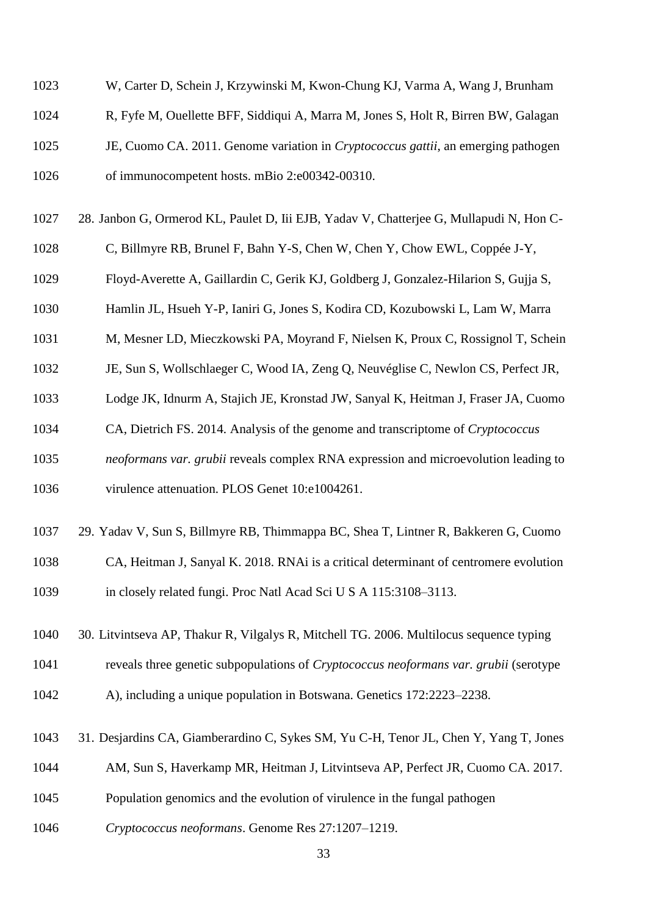W, Carter D, Schein J, Krzywinski M, Kwon-Chung KJ, Varma A, Wang J, Brunham R, Fyfe M, Ouellette BFF, Siddiqui A, Marra M, Jones S, Holt R, Birren BW, Galagan JE, Cuomo CA. 2011. Genome variation in *Cryptococcus gattii*, an emerging pathogen of immunocompetent hosts. mBio 2:e00342-00310.

28. Janbon G, Ormerod KL, Paulet D, Iii EJB, Yadav V, Chatterjee G, Mullapudi N, Hon C-C, Billmyre RB, Brunel F, Bahn Y-S, Chen W, Chen Y, Chow EWL, Coppée J-Y, Floyd-Averette A, Gaillardin C, Gerik KJ, Goldberg J, Gonzalez-Hilarion S, Gujja S, Hamlin JL, Hsueh Y-P, Ianiri G, Jones S, Kodira CD, Kozubowski L, Lam W, Marra M, Mesner LD, Mieczkowski PA, Moyrand F, Nielsen K, Proux C, Rossignol T, Schein JE, Sun S, Wollschlaeger C, Wood IA, Zeng Q, Neuvéglise C, Newlon CS, Perfect JR, Lodge JK, Idnurm A, Stajich JE, Kronstad JW, Sanyal K, Heitman J, Fraser JA, Cuomo CA, Dietrich FS. 2014. Analysis of the genome and transcriptome of *Cryptococcus neoformans var. grubii* reveals complex RNA expression and microevolution leading to virulence attenuation. PLOS Genet 10:e1004261.

29. Yadav V, Sun S, Billmyre RB, Thimmappa BC, Shea T, Lintner R, Bakkeren G, Cuomo CA, Heitman J, Sanyal K. 2018. RNAi is a critical determinant of centromere evolution in closely related fungi. Proc Natl Acad Sci U S A 115:3108–3113.

30. Litvintseva AP, Thakur R, Vilgalys R, Mitchell TG. 2006. Multilocus sequence typing reveals three genetic subpopulations of *Cryptococcus neoformans var. grubii* (serotype A), including a unique population in Botswana. Genetics 172:2223–2238.

31. Desjardins CA, Giamberardino C, Sykes SM, Yu C-H, Tenor JL, Chen Y, Yang T, Jones AM, Sun S, Haverkamp MR, Heitman J, Litvintseva AP, Perfect JR, Cuomo CA. 2017. Population genomics and the evolution of virulence in the fungal pathogen *Cryptococcus neoformans*. Genome Res 27:1207–1219.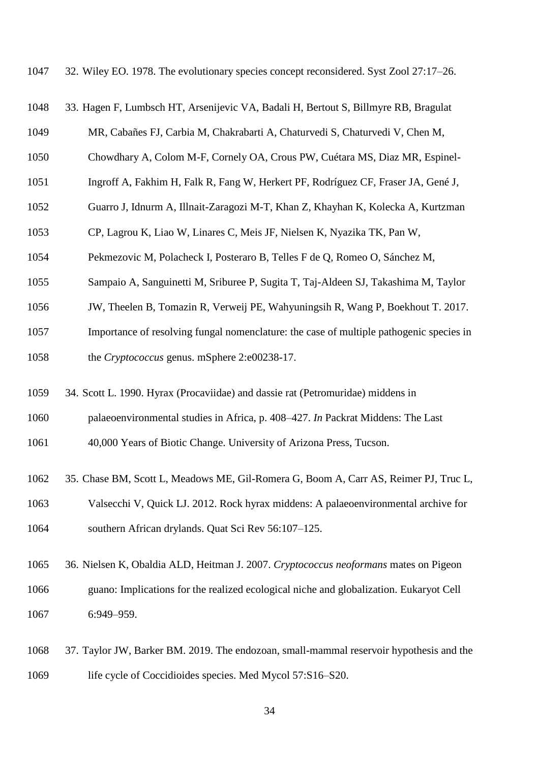32. Wiley EO. 1978. The evolutionary species concept reconsidered. Syst Zool 27:17–26.

33. Hagen F, Lumbsch HT, Arsenijevic VA, Badali H, Bertout S, Billmyre RB, Bragulat MR, Cabañes FJ, Carbia M, Chakrabarti A, Chaturvedi S, Chaturvedi V, Chen M, Chowdhary A, Colom M-F, Cornely OA, Crous PW, Cuétara MS, Diaz MR, Espinel-Ingroff A, Fakhim H, Falk R, Fang W, Herkert PF, Rodríguez CF, Fraser JA, Gené J, Guarro J, Idnurm A, Illnait-Zaragozi M-T, Khan Z, Khayhan K, Kolecka A, Kurtzman CP, Lagrou K, Liao W, Linares C, Meis JF, Nielsen K, Nyazika TK, Pan W, Pekmezovic M, Polacheck I, Posteraro B, Telles F de Q, Romeo O, Sánchez M, Sampaio A, Sanguinetti M, Sriburee P, Sugita T, Taj-Aldeen SJ, Takashima M, Taylor JW, Theelen B, Tomazin R, Verweij PE, Wahyuningsih R, Wang P, Boekhout T. 2017. Importance of resolving fungal nomenclature: the case of multiple pathogenic species in the *Cryptococcus* genus. mSphere 2:e00238-17.

34. Scott L. 1990. Hyrax (Procaviidae) and dassie rat (Petromuridae) middens in palaeoenvironmental studies in Africa, p. 408–427. *In* Packrat Middens: The Last 40,000 Years of Biotic Change. University of Arizona Press, Tucson.

35. Chase BM, Scott L, Meadows ME, Gil-Romera G, Boom A, Carr AS, Reimer PJ, Truc L, Valsecchi V, Quick LJ. 2012. Rock hyrax middens: A palaeoenvironmental archive for southern African drylands. Quat Sci Rev 56:107–125.

36. Nielsen K, Obaldia ALD, Heitman J. 2007. *Cryptococcus neoformans* mates on Pigeon guano: Implications for the realized ecological niche and globalization. Eukaryot Cell 6:949–959.

37. Taylor JW, Barker BM. 2019. The endozoan, small-mammal reservoir hypothesis and the life cycle of Coccidioides species. Med Mycol 57:S16–S20.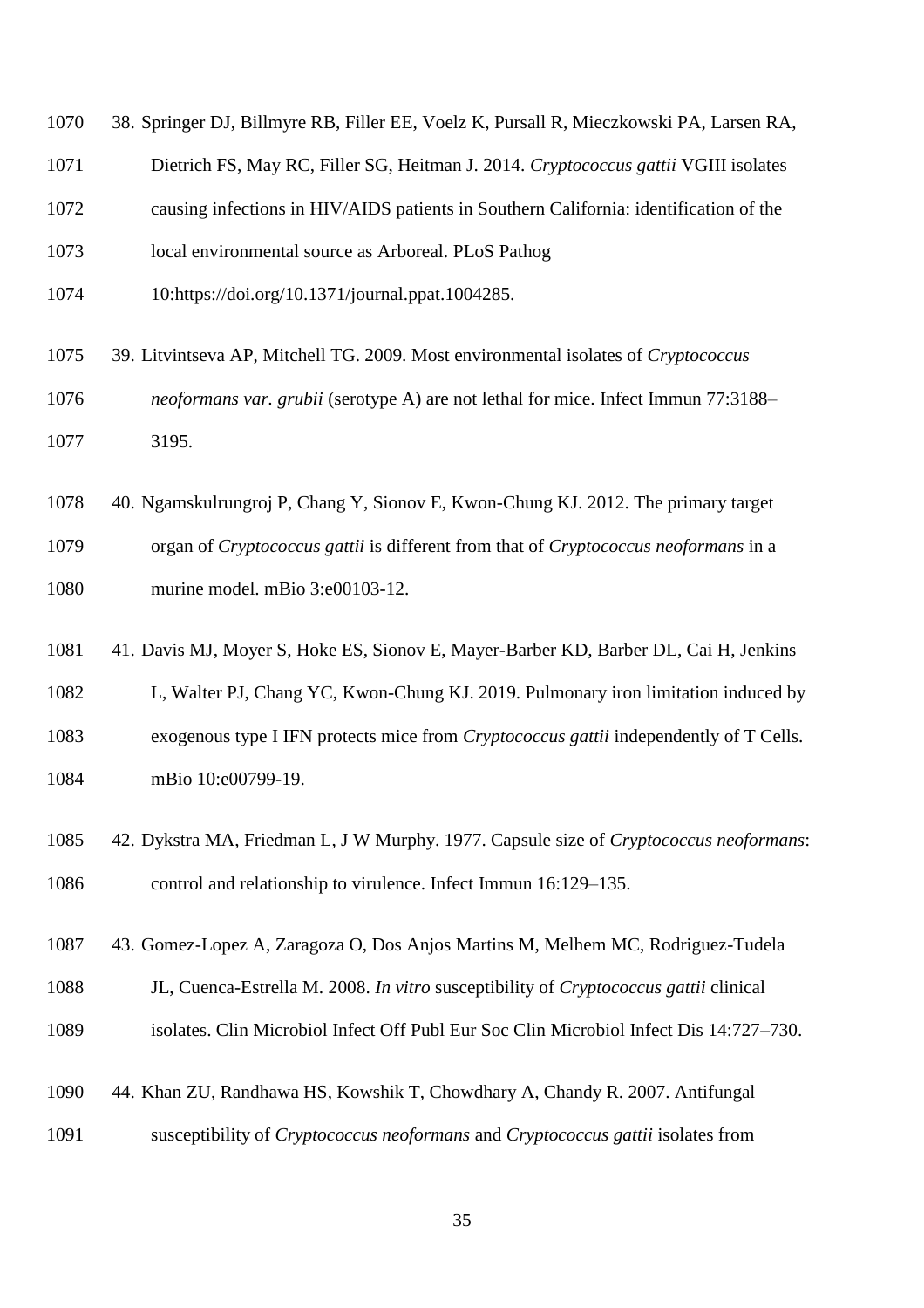38. Springer DJ, Billmyre RB, Filler EE, Voelz K, Pursall R, Mieczkowski PA, Larsen RA, Dietrich FS, May RC, Filler SG, Heitman J. 2014. *Cryptococcus gattii* VGIII isolates causing infections in HIV/AIDS patients in Southern California: identification of the local environmental source as Arboreal. PLoS Pathog 10:https://doi.org/10.1371/journal.ppat.1004285.

39. Litvintseva AP, Mitchell TG. 2009. Most environmental isolates of *Cryptococcus neoformans var. grubii* (serotype A) are not lethal for mice. Infect Immun 77:3188–3195.

40. Ngamskulrungroj P, Chang Y, Sionov E, Kwon-Chung KJ. 2012. The primary target organ of *Cryptococcus gattii* is different from that of *Cryptococcus neoformans* in a murine model. mBio 3:e00103-12.

41. Davis MJ, Moyer S, Hoke ES, Sionov E, Mayer-Barber KD, Barber DL, Cai H, Jenkins L, Walter PJ, Chang YC, Kwon-Chung KJ. 2019. Pulmonary iron limitation induced by exogenous type I IFN protects mice from *Cryptococcus gattii* independently of T Cells. mBio 10:e00799-19.

42. Dykstra MA, Friedman L, J W Murphy. 1977. Capsule size of *Cryptococcus neoformans*: control and relationship to virulence. Infect Immun 16:129–135.

43. Gomez-Lopez A, Zaragoza O, Dos Anjos Martins M, Melhem MC, Rodriguez-Tudela JL, Cuenca-Estrella M. 2008. *In vitro* susceptibility of *Cryptococcus gattii* clinical isolates. Clin Microbiol Infect Off Publ Eur Soc Clin Microbiol Infect Dis 14:727–730.

44. Khan ZU, Randhawa HS, Kowshik T, Chowdhary A, Chandy R. 2007. Antifungal susceptibility of *Cryptococcus neoformans* and *Cryptococcus gattii* isolates from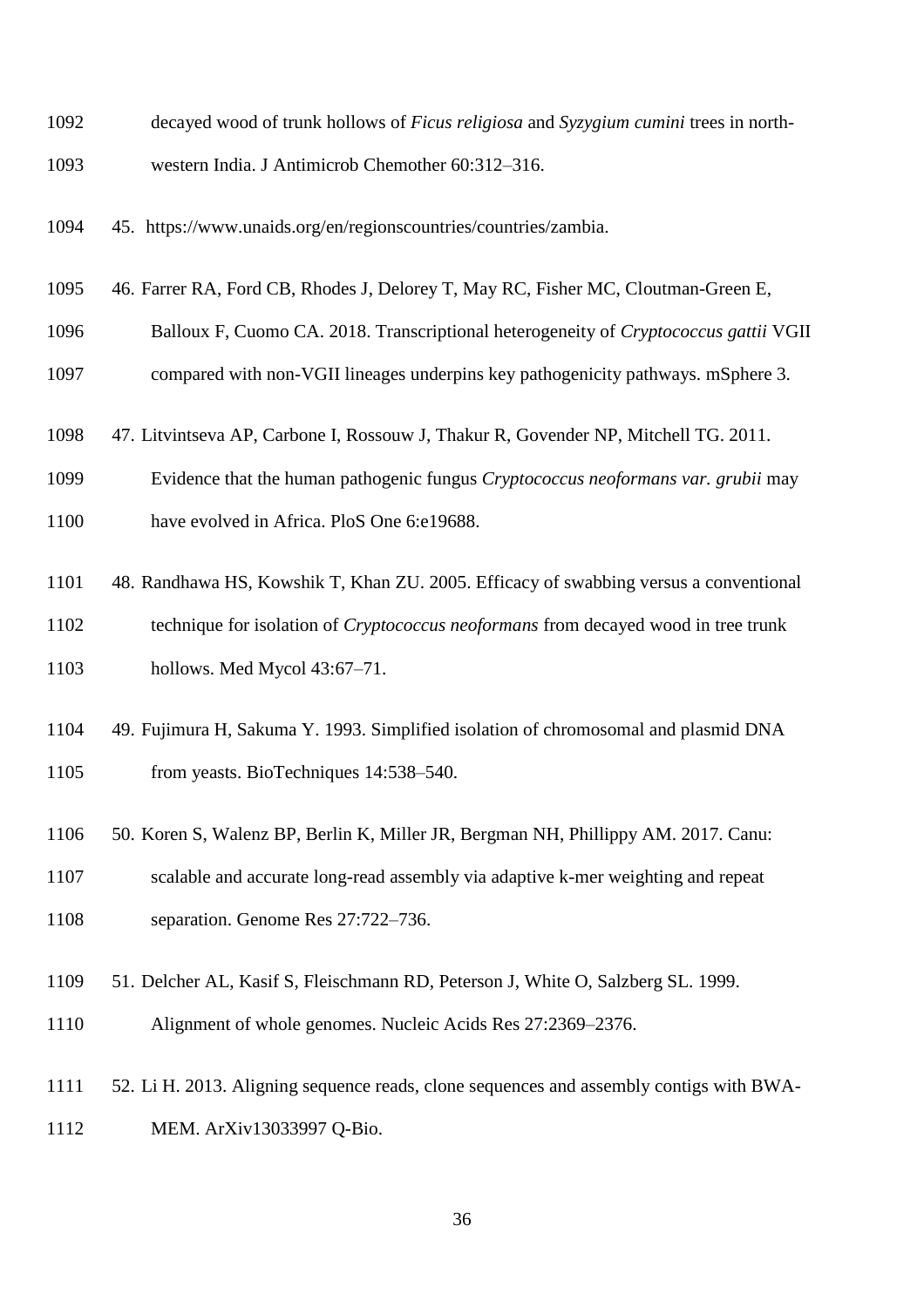decayed wood of trunk hollows of *Ficus religiosa* and *Syzygium cumini* trees in north-western India. J Antimicrob Chemother 60:312–316.

45. https://www.unaids.org/en/regionscountries/countries/zambia.

46. Farrer RA, Ford CB, Rhodes J, Delorey T, May RC, Fisher MC, Cloutman-Green E, Balloux F, Cuomo CA. 2018. Transcriptional heterogeneity of *Cryptococcus gattii* VGII compared with non-VGII lineages underpins key pathogenicity pathways. mSphere 3.

47. Litvintseva AP, Carbone I, Rossouw J, Thakur R, Govender NP, Mitchell TG. 2011. Evidence that the human pathogenic fungus *Cryptococcus neoformans var. grubii* may have evolved in Africa. PloS One 6:e19688.

48. Randhawa HS, Kowshik T, Khan ZU. 2005. Efficacy of swabbing versus a conventional technique for isolation of *Cryptococcus neoformans* from decayed wood in tree trunk hollows. Med Mycol 43:67–71.

49. Fujimura H, Sakuma Y. 1993. Simplified isolation of chromosomal and plasmid DNA from yeasts. BioTechniques 14:538–540.

50. Koren S, Walenz BP, Berlin K, Miller JR, Bergman NH, Phillippy AM. 2017. Canu: scalable and accurate long-read assembly via adaptive k-mer weighting and repeat separation. Genome Res 27:722–736.

51. Delcher AL, Kasif S, Fleischmann RD, Peterson J, White O, Salzberg SL. 1999. Alignment of whole genomes. Nucleic Acids Res 27:2369–2376.

52. Li H. 2013. Aligning sequence reads, clone sequences and assembly contigs with BWA-MEM. ArXiv13033997 Q-Bio.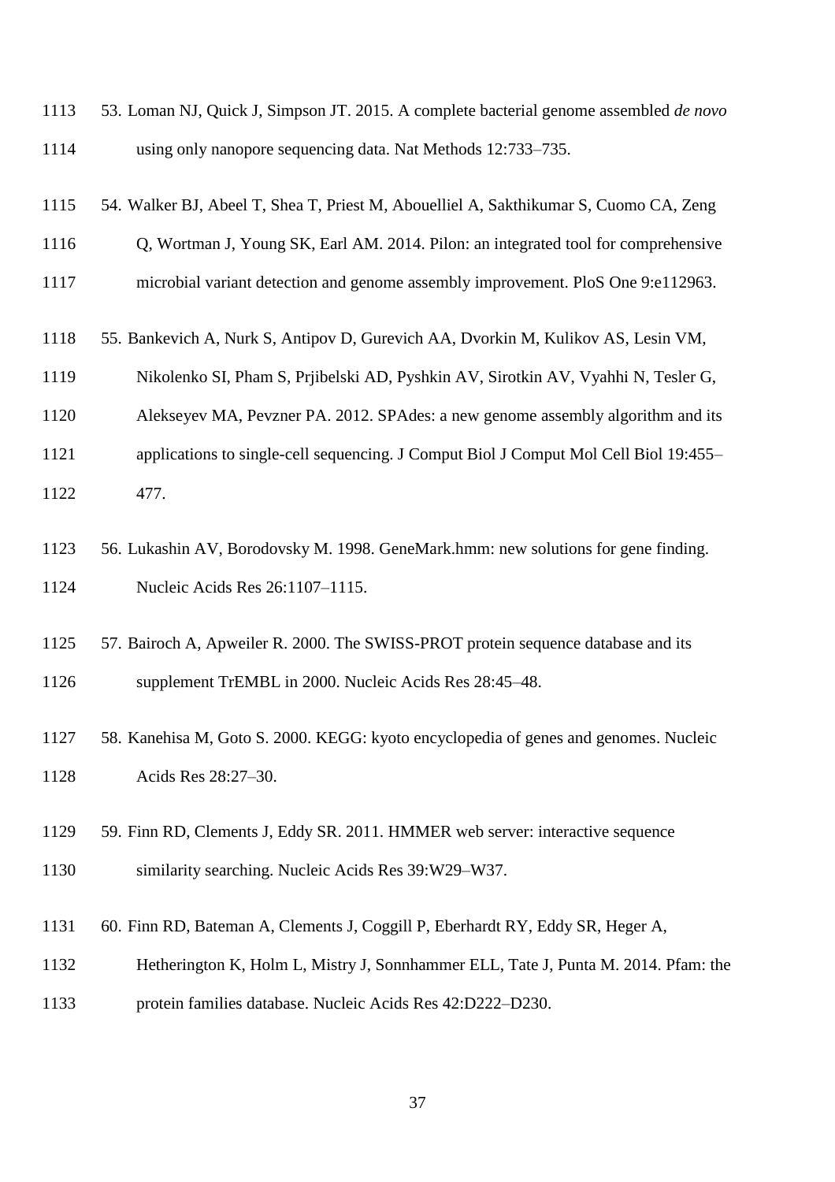53. Loman NJ, Quick J, Simpson JT. 2015. A complete bacterial genome assembled *de novo* using only nanopore sequencing data. Nat Methods 12:733–735.

54. Walker BJ, Abeel T, Shea T, Priest M, Abouelliel A, Sakthikumar S, Cuomo CA, Zeng Q, Wortman J, Young SK, Earl AM. 2014. Pilon: an integrated tool for comprehensive microbial variant detection and genome assembly improvement. PloS One 9:e112963.

55. Bankevich A, Nurk S, Antipov D, Gurevich AA, Dvorkin M, Kulikov AS, Lesin VM, Nikolenko SI, Pham S, Prjibelski AD, Pyshkin AV, Sirotkin AV, Vyahhi N, Tesler G, Alekseyev MA, Pevzner PA. 2012. SPAdes: a new genome assembly algorithm and its applications to single-cell sequencing. J Comput Biol J Comput Mol Cell Biol 19:455–477.

56. Lukashin AV, Borodovsky M. 1998. GeneMark.hmm: new solutions for gene finding. Nucleic Acids Res 26:1107–1115.

57. Bairoch A, Apweiler R. 2000. The SWISS-PROT protein sequence database and its supplement TrEMBL in 2000. Nucleic Acids Res 28:45–48.

58. Kanehisa M, Goto S. 2000. KEGG: kyoto encyclopedia of genes and genomes. Nucleic Acids Res 28:27–30.

59. Finn RD, Clements J, Eddy SR. 2011. HMMER web server: interactive sequence similarity searching. Nucleic Acids Res 39:W29–W37.

60. Finn RD, Bateman A, Clements J, Coggill P, Eberhardt RY, Eddy SR, Heger A, Hetherington K, Holm L, Mistry J, Sonnhammer ELL, Tate J, Punta M. 2014. Pfam: the protein families database. Nucleic Acids Res 42:D222–D230.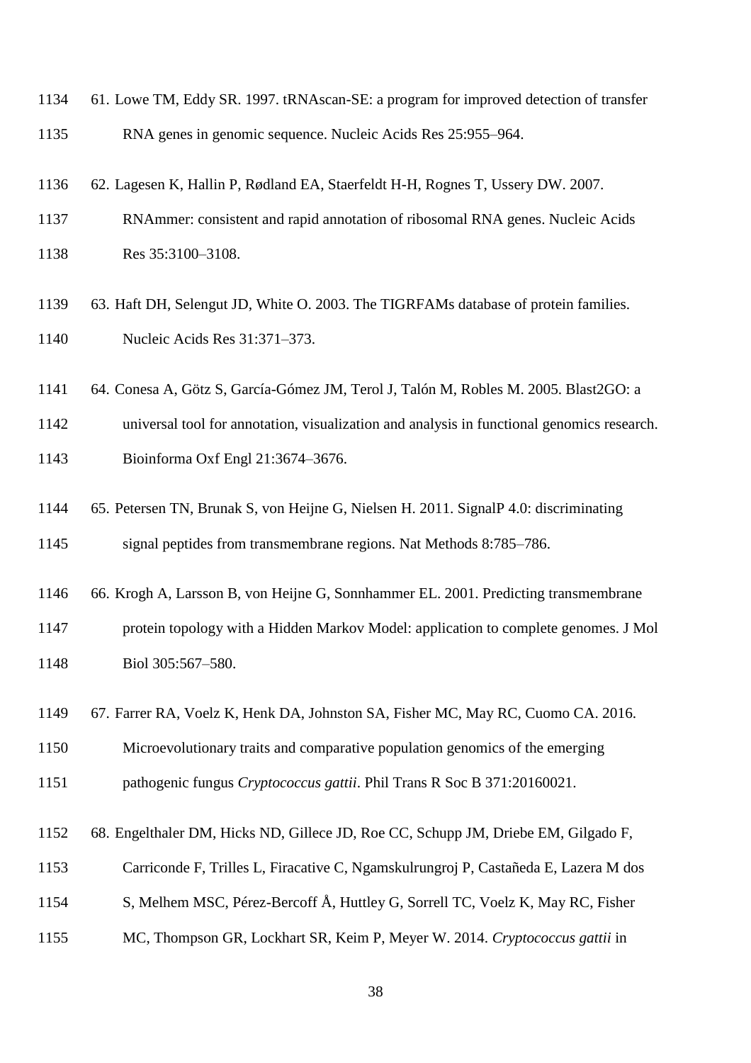61. Lowe TM, Eddy SR. 1997. tRNAscan-SE: a program for improved detection of transfer RNA genes in genomic sequence. Nucleic Acids Res 25:955–964.

62. Lagesen K, Hallin P, Rødland EA, Staerfeldt H-H, Rognes T, Ussery DW. 2007. RNAmmer: consistent and rapid annotation of ribosomal RNA genes. Nucleic Acids Res 35:3100–3108.

63. Haft DH, Selengut JD, White O. 2003. The TIGRFAMs database of protein families. Nucleic Acids Res 31:371–373.

64. Conesa A, Götz S, García-Gómez JM, Terol J, Talón M, Robles M. 2005. Blast2GO: a universal tool for annotation, visualization and analysis in functional genomics research. Bioinforma Oxf Engl 21:3674–3676.

65. Petersen TN, Brunak S, von Heijne G, Nielsen H. 2011. SignalP 4.0: discriminating signal peptides from transmembrane regions. Nat Methods 8:785–786.

66. Krogh A, Larsson B, von Heijne G, Sonnhammer EL. 2001. Predicting transmembrane protein topology with a Hidden Markov Model: application to complete genomes. J Mol Biol 305:567–580.

67. Farrer RA, Voelz K, Henk DA, Johnston SA, Fisher MC, May RC, Cuomo CA. 2016. Microevolutionary traits and comparative population genomics of the emerging pathogenic fungus *Cryptococcus gattii*. Phil Trans R Soc B 371:20160021.

68. Engelthaler DM, Hicks ND, Gillece JD, Roe CC, Schupp JM, Driebe EM, Gilgado F, Carriconde F, Trilles L, Firacative C, Ngamskulrungroj P, Castañeda E, Lazera M dos S, Melhem MSC, Pérez-Bercoff Å, Huttley G, Sorrell TC, Voelz K, May RC, Fisher MC, Thompson GR, Lockhart SR, Keim P, Meyer W. 2014. *Cryptococcus gattii* in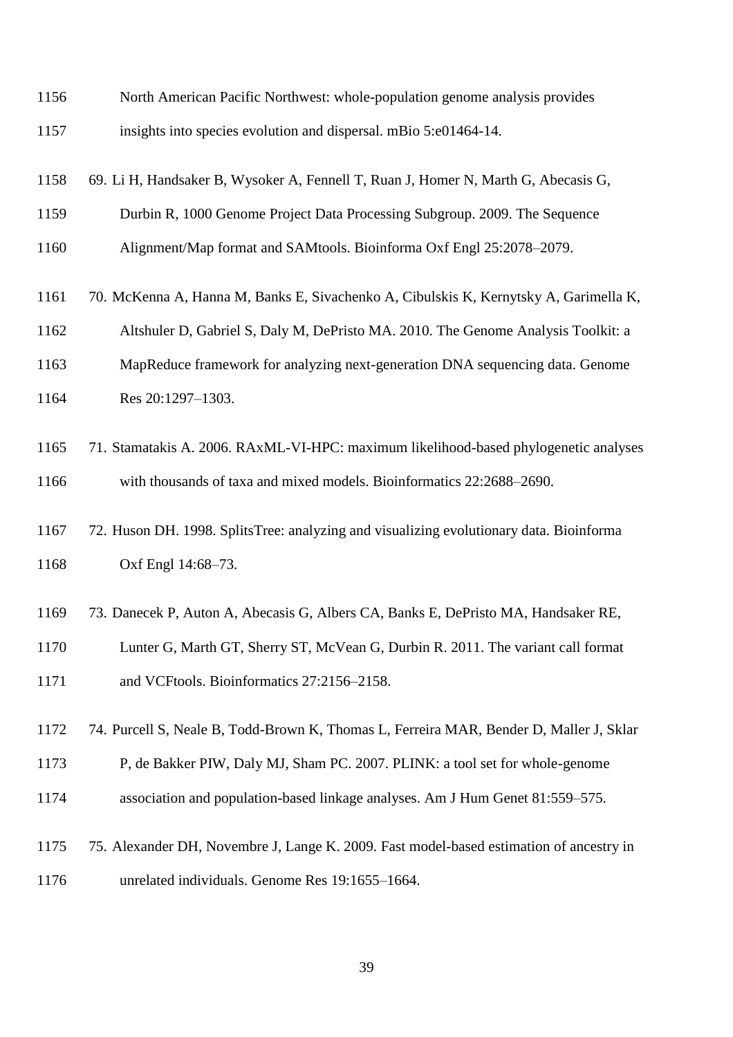North American Pacific Northwest: whole-population genome analysis provides insights into species evolution and dispersal. mBio 5:e01464-14.

69. Li H, Handsaker B, Wysoker A, Fennell T, Ruan J, Homer N, Marth G, Abecasis G, Durbin R, 1000 Genome Project Data Processing Subgroup. 2009. The Sequence Alignment/Map format and SAMtools. Bioinforma Oxf Engl 25:2078–2079.

70. McKenna A, Hanna M, Banks E, Sivachenko A, Cibulskis K, Kernytsky A, Garimella K, Altshuler D, Gabriel S, Daly M, DePristo MA. 2010. The Genome Analysis Toolkit: a MapReduce framework for analyzing next-generation DNA sequencing data. Genome Res 20:1297–1303.

71. Stamatakis A. 2006. RAxML-VI-HPC: maximum likelihood-based phylogenetic analyses with thousands of taxa and mixed models. Bioinformatics 22:2688–2690.

72. Huson DH. 1998. SplitsTree: analyzing and visualizing evolutionary data. Bioinforma Oxf Engl 14:68–73.

73. Danecek P, Auton A, Abecasis G, Albers CA, Banks E, DePristo MA, Handsaker RE, Lunter G, Marth GT, Sherry ST, McVean G, Durbin R. 2011. The variant call format and VCFtools. Bioinformatics 27:2156–2158.

74. Purcell S, Neale B, Todd-Brown K, Thomas L, Ferreira MAR, Bender D, Maller J, Sklar P, de Bakker PIW, Daly MJ, Sham PC. 2007. PLINK: a tool set for whole-genome association and population-based linkage analyses. Am J Hum Genet 81:559–575.

75. Alexander DH, Novembre J, Lange K. 2009. Fast model-based estimation of ancestry in unrelated individuals. Genome Res 19:1655–1664.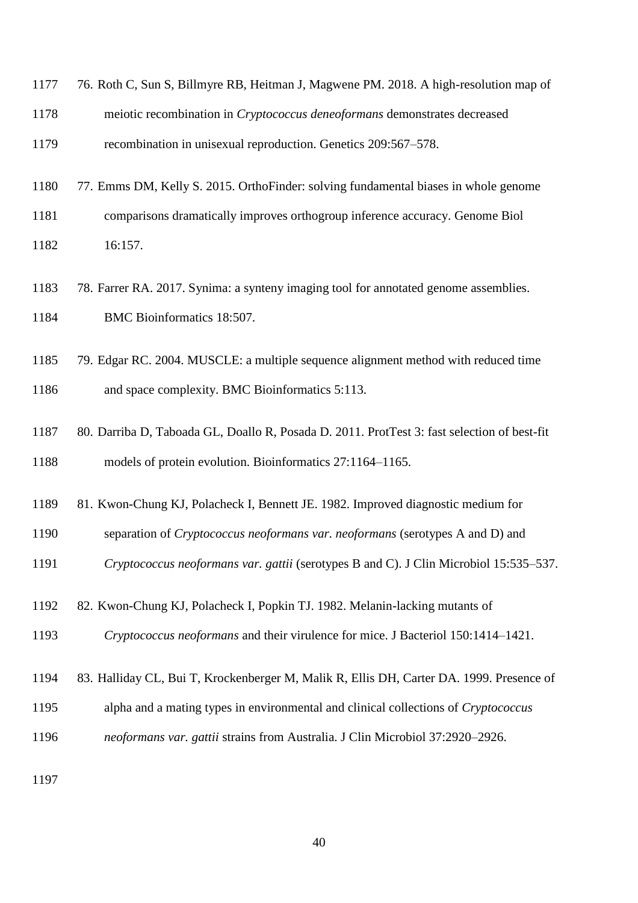76. Roth C, Sun S, Billmyre RB, Heitman J, Magwene PM. 2018. A high-resolution map of meiotic recombination in *Cryptococcus deneoformans* demonstrates decreased recombination in unisexual reproduction. Genetics 209:567–578.

77. Emms DM, Kelly S. 2015. OrthoFinder: solving fundamental biases in whole genome comparisons dramatically improves orthogroup inference accuracy. Genome Biol 16:157.

78. Farrer RA. 2017. Synima: a synteny imaging tool for annotated genome assemblies. BMC Bioinformatics 18:507.

79. Edgar RC. 2004. MUSCLE: a multiple sequence alignment method with reduced time and space complexity. BMC Bioinformatics 5:113.

80. Darriba D, Taboada GL, Doallo R, Posada D. 2011. ProtTest 3: fast selection of best-fit models of protein evolution. Bioinformatics 27:1164–1165.

81. Kwon-Chung KJ, Polacheck I, Bennett JE. 1982. Improved diagnostic medium for separation of *Cryptococcus neoformans var. neoformans* (serotypes A and D) and *Cryptococcus neoformans var. gattii* (serotypes B and C). J Clin Microbiol 15:535–537.

82. Kwon-Chung KJ, Polacheck I, Popkin TJ. 1982. Melanin-lacking mutants of *Cryptococcus neoformans* and their virulence for mice. J Bacteriol 150:1414–1421.

83. Halliday CL, Bui T, Krockenberger M, Malik R, Ellis DH, Carter DA. 1999. Presence of alpha and a mating types in environmental and clinical collections of *Cryptococcus neoformans var. gattii* strains from Australia. J Clin Microbiol 37:2920–2926.